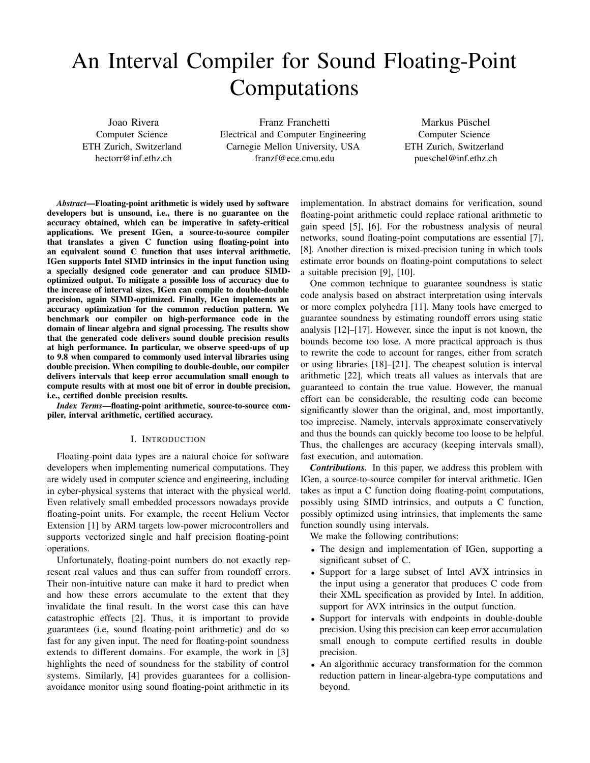# An Interval Compiler for Sound Floating-Point Computations

Joao Rivera
Computer Science
ETH Zurich, Switzerland
hectorr@inf.ethz.ch

Franz Franchetti
Electrical and Computer Engineering
Carnegie Mellon University, USA
franzf@ece.cmu.edu

Markus Püschel
Computer Science
ETH Zurich, Switzerland
pueschel@inf.ethz.ch

***Abstract*—Floating-point arithmetic is widely used by software developers but is unsound, i.e., there is no guarantee on the accuracy obtained, which can be imperative in safety-critical applications. We present IGen, a source-to-source compiler that translates a given C function using floating-point into an equivalent sound C function that uses interval arithmetic. IGen supports Intel SIMD intrinsics in the input function using a specially designed code generator and can produce SIMD-optimized output. To mitigate a possible loss of accuracy due to the increase of interval sizes, IGen can compile to double-double precision, again SIMD-optimized. Finally, IGen implements an accuracy optimization for the common reduction pattern. We benchmark our compiler on high-performance code in the domain of linear algebra and signal processing. The results show that the generated code delivers sound double precision results at high performance. In particular, we observe speed-ups of up to 9.8 when compared to commonly used interval libraries using double precision. When compiling to double-double, our compiler delivers intervals that keep error accumulation small enough to compute results with at most one bit of error in double precision, i.e., certified double precision results.**

***Index Terms*—floating-point arithmetic, source-to-source compiler, interval arithmetic, certified accuracy.**

## I. Introduction

Floating-point data types are a natural choice for software developers when implementing numerical computations. They are widely used in computer science and engineering, including in cyber-physical systems that interact with the physical world. Even relatively small embedded processors nowadays provide floating-point units. For example, the recent Helium Vector Extension [1] by ARM targets low-power microcontrollers and supports vectorized single and half precision floating-point operations.

Unfortunately, floating-point numbers do not exactly represent real values and thus can suffer from roundoff errors. Their non-intuitive nature can make it hard to predict when and how these errors accumulate to the extent that they invalidate the final result. In the worst case this can have catastrophic effects [2]. Thus, it is important to provide guarantees (i.e, sound floating-point arithmetic) and do so fast for any given input. The need for floating-point soundness extends to different domains. For example, the work in [3] highlights the need of soundness for the stability of control systems. Similarly, [4] provides guarantees for a collision-avoidance monitor using sound floating-point arithmetic in its implementation. In abstract domains for verification, sound floating-point arithmetic could replace rational arithmetic to gain speed [5], [6]. For the robustness analysis of neural networks, sound floating-point computations are essential [7], [8]. Another direction is mixed-precision tuning in which tools estimate error bounds on floating-point computations to select a suitable precision [9], [10].

One common technique to guarantee soundness is static code analysis based on abstract interpretation using intervals or more complex polyhedra [11]. Many tools have emerged to guarantee soundness by estimating roundoff errors using static analysis [12]–[17]. However, since the input is not known, the bounds become too lose. A more practical approach is thus to rewrite the code to account for ranges, either from scratch or using libraries [18]–[21]. The cheapest solution is interval arithmetic [22], which treats all values as intervals that are guaranteed to contain the true value. However, the manual effort can be considerable, the resulting code can become significantly slower than the original, and, most importantly, too imprecise. Namely, intervals approximate conservatively and thus the bounds can quickly become too loose to be helpful. Thus, the challenges are accuracy (keeping intervals small), fast execution, and automation.

***Contributions.*** In this paper, we address this problem with IGen, a source-to-source compiler for interval arithmetic. IGen takes as input a C function doing floating-point computations, possibly using SIMD intrinsics, and outputs a C function, possibly optimized using intrinsics, that implements the same function soundly using intervals.

We make the following contributions:

- The design and implementation of IGen, supporting a significant subset of C.
- Support for a large subset of Intel AVX intrinsics in the input using a generator that produces C code from their XML specification as provided by Intel. In addition, support for AVX intrinsics in the output function.
- Support for intervals with endpoints in double-double precision. Using this precision can keep error accumulation small enough to compute certified results in double precision.
- An algorithmic accuracy transformation for the common reduction pattern in linear-algebra-type computations and beyond.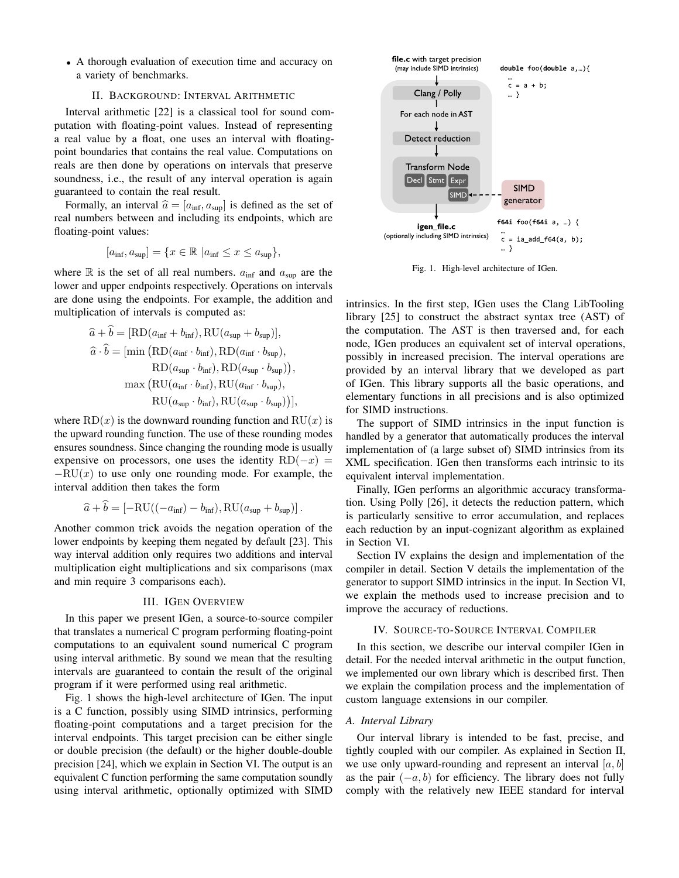- A thorough evaluation of execution time and accuracy on a variety of benchmarks.

## II. Background: Interval Arithmetic

Interval arithmetic [22] is a classical tool for sound computation with floating-point values. Instead of representing a real value by a float, one uses an interval with floating-point boundaries that contains the real value. Computations on reals are then done by operations on intervals that preserve soundness, i.e., the result of any interval operation is again guaranteed to contain the real result.

Formally, an interval $\widehat{a} = [a_{\text{inf}}, a_{\text{sup}}]$ is defined as the set of real numbers between and including its endpoints, which are floating-point values:

$$[a_{\text{inf}}, a_{\text{sup}}] = \{x \in \mathbb{R} \mid a_{\text{inf}} \leq x \leq a_{\text{sup}}\},$$

where $\mathbb{R}$ is the set of all real numbers. $a_{\text{inf}}$ and $a_{\text{sup}}$ are the lower and upper endpoints respectively. Operations on intervals are done using the endpoints. For example, the addition and multiplication of intervals is computed as:

$$\begin{aligned}
\widehat{a} + \widehat{b} &= [\text{RD}(a_{\text{inf}} + b_{\text{inf}}), \text{RU}(a_{\text{sup}} + b_{\text{sup}})], \\
\widehat{a} \cdot \widehat{b} &= [\min\left(\text{RD}(a_{\text{inf}} \cdot b_{\text{inf}}), \text{RD}(a_{\text{inf}} \cdot b_{\text{sup}}),\right. \\
&\qquad \left.\text{RD}(a_{\text{sup}} \cdot b_{\text{inf}}), \text{RD}(a_{\text{sup}} \cdot b_{\text{sup}})\right), \\
&\quad \max\left(\text{RU}(a_{\text{inf}} \cdot b_{\text{inf}}), \text{RU}(a_{\text{inf}} \cdot b_{\text{sup}}),\right. \\
&\qquad \left.\text{RU}(a_{\text{sup}} \cdot b_{\text{inf}}), \text{RU}(a_{\text{sup}} \cdot b_{\text{sup}})\right)],
\end{aligned}$$

where $\text{RD}(x)$ is the downward rounding function and $\text{RU}(x)$ is the upward rounding function. The use of these rounding modes ensures soundness. Since changing the rounding mode is usually expensive on processors, one uses the identity $\text{RD}(-x) = -\text{RU}(x)$ to use only one rounding mode. For example, the interval addition then takes the form

$$\widehat{a} + \widehat{b} = [-\text{RU}((-a_{\text{inf}}) - b_{\text{inf}}), \text{RU}(a_{\text{sup}} + b_{\text{sup}})]\,.$$

Another common trick avoids the negation operation of the lower endpoints by keeping them negated by default [23]. This way interval addition only requires two additions and interval multiplication eight multiplications and six comparisons (max and min require 3 comparisons each).

## III. IGen Overview

In this paper we present IGen, a source-to-source compiler that translates a numerical C program performing floating-point computations to an equivalent sound numerical C program using interval arithmetic. By sound we mean that the resulting intervals are guaranteed to contain the result of the original program if it were performed using real arithmetic.

Fig. 1 shows the high-level architecture of IGen. The input is a C function, possibly using SIMD intrinsics, performing floating-point computations and a target precision for the interval endpoints. This target precision can be either single or double precision (the default) or the higher double-double precision [24], which we explain in Section VI. The output is an equivalent C function performing the same computation soundly using interval arithmetic, optionally optimized with SIMD intrinsics. In the first step, IGen uses the Clang LibTooling library [25] to construct the abstract syntax tree (AST) of the computation. The AST is then traversed and, for each node, IGen produces an equivalent set of interval operations, possibly in increased precision. The interval operations are provided by an interval library that we developed as part of IGen. This library supports all the basic operations, and elementary functions in all precisions and is also optimized for SIMD instructions.

file.c with target precision (may include SIMD intrinsics)

```
double foo(double a,…){
  …
  c = a + b;
  … }
```

Clang / Polly → For each node in AST → Detect reduction → Transform Node (Decl, Stmt, Expr, SIMD ← SIMD generator)

igen_file.c (optionally including SIMD intrinsics)

```
f64i foo(f64i a, …) {
  …
  c = ia_add_f64(a, b);
  … }
```

Fig. 1. High-level architecture of IGen.

The support of SIMD intrinsics in the input function is handled by a generator that automatically produces the interval implementation of (a large subset of) SIMD intrinsics from its XML specification. IGen then transforms each intrinsic to its equivalent interval implementation.

Finally, IGen performs an algorithmic accuracy transformation. Using Polly [26], it detects the reduction pattern, which is particularly sensitive to error accumulation, and replaces each reduction by an input-cognizant algorithm as explained in Section VI.

Section IV explains the design and implementation of the compiler in detail. Section V details the implementation of the generator to support SIMD intrinsics in the input. In Section VI, we explain the methods used to increase precision and to improve the accuracy of reductions.

## IV. Source-to-Source Interval Compiler

In this section, we describe our interval compiler IGen in detail. For the needed interval arithmetic in the output function, we implemented our own library which is described first. Then we explain the compilation process and the implementation of custom language extensions in our compiler.

### A. Interval Library

Our interval library is intended to be fast, precise, and tightly coupled with our compiler. As explained in Section II, we use only upward-rounding and represent an interval $[a, b]$ as the pair $(-a, b)$ for efficiency. The library does not fully comply with the relatively new IEEE standard for interval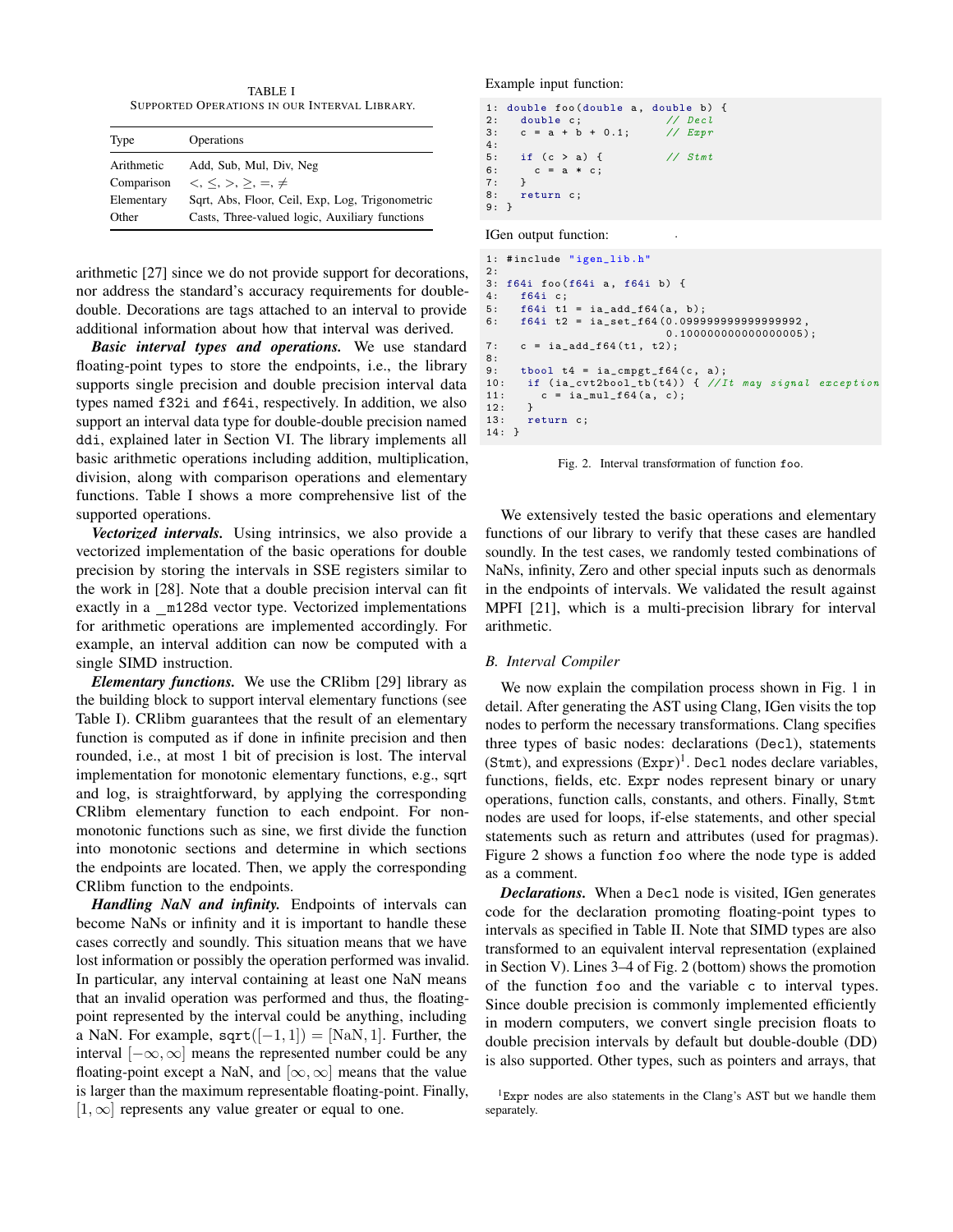TABLE I
SUPPORTED OPERATIONS IN OUR INTERVAL LIBRARY.

| Type | Operations |
|---|---|
| Arithmetic | Add, Sub, Mul, Div, Neg |
| Comparison | $<, \leq, >, \geq, =, \neq$ |
| Elementary | Sqrt, Abs, Floor, Ceil, Exp, Log, Trigonometric |
| Other | Casts, Three-valued logic, Auxiliary functions |

arithmetic [27] since we do not provide support for decorations, nor address the standard's accuracy requirements for double-double. Decorations are tags attached to an interval to provide additional information about how that interval was derived.

***Basic interval types and operations.*** We use standard floating-point types to store the endpoints, i.e., the library supports single precision and double precision interval data types named `f32i` and `f64i`, respectively. In addition, we also support an interval data type for double-double precision named `ddi`, explained later in Section VI. The library implements all basic arithmetic operations including addition, multiplication, division, along with comparison operations and elementary functions. Table I shows a more comprehensive list of the supported operations.

***Vectorized intervals.*** Using intrinsics, we also provide a vectorized implementation of the basic operations for double precision by storing the intervals in SSE registers similar to the work in [28]. Note that a double precision interval can fit exactly in a `__m128d` vector type. Vectorized implementations for arithmetic operations are implemented accordingly. For example, an interval addition can now be computed with a single SIMD instruction.

***Elementary functions.*** We use the CRlibm [29] library as the building block to support interval elementary functions (see Table I). CRlibm guarantees that the result of an elementary function is computed as if done in infinite precision and then rounded, i.e., at most 1 bit of precision is lost. The interval implementation for monotonic elementary functions, e.g., sqrt and log, is straightforward, by applying the corresponding CRlibm elementary function to each endpoint. For non-monotonic functions such as sine, we first divide the function into monotonic sections and determine in which sections the endpoints are located. Then, we apply the corresponding CRlibm function to the endpoints.

***Handling NaN and infinity.*** Endpoints of intervals can become NaNs or infinity and it is important to handle these cases correctly and soundly. This situation means that we have lost information or possibly the operation performed was invalid. In particular, any interval containing at least one NaN means that an invalid operation was performed and thus, the floating-point represented by the interval could be anything, including a NaN. For example, $\texttt{sqrt}([-1, 1]) = [\text{NaN}, 1]$. Further, the interval $[-\infty, \infty]$ means the represented number could be any floating-point except a NaN, and $[\infty, \infty]$ means that the value is larger than the maximum representable floating-point. Finally, $[1, \infty]$ represents any value greater or equal to one.

Example input function:

```
1: double foo(double a, double b) {
2:   double c;              // Decl
3:   c = a + b + 0.1;       // Expr
4:
5:   if (c > a) {           // Stmt
6:     c = a * c;
7:   }
8:   return c;
9: }
```

IGen output function:

```
1: #include "igen_lib.h"
2:
3: f64i foo(f64i a, f64i b) {
4:   f64i c;
5:   f64i t1 = ia_add_f64(a, b);
6:   f64i t2 = ia_set_f64(0.099999999999999992,
                          0.100000000000000005);
7:   c = ia_add_f64(t1, t2);
8:
9:   tbool t4 = ia_cmpgt_f64(c, a);
10:   if (ia_cvt2bool_tb(t4)) { //It may signal exception
11:     c = ia_mul_f64(a, c);
12:   }
13:   return c;
14: }
```

Fig. 2. Interval transformation of function `foo`.

We extensively tested the basic operations and elementary functions of our library to verify that these cases are handled soundly. In the test cases, we randomly tested combinations of NaNs, infinity, Zero and other special inputs such as denormals in the endpoints of intervals. We validated the result against MPFI [21], which is a multi-precision library for interval arithmetic.

### B. Interval Compiler

We now explain the compilation process shown in Fig. 1 in detail. After generating the AST using Clang, IGen visits the top nodes to perform the necessary transformations. Clang specifies three types of basic nodes: declarations (`Decl`), statements (`Stmt`), and expressions (`Expr`)[1]. `Decl` nodes declare variables, functions, fields, etc. `Expr` nodes represent binary or unary operations, function calls, constants, and others. Finally, `Stmt` nodes are used for loops, if-else statements, and other special statements such as return and attributes (used for pragmas). Figure 2 shows a function `foo` where the node type is added as a comment.

***Declarations.*** When a `Decl` node is visited, IGen generates code for the declaration promoting floating-point types to intervals as specified in Table II. Note that SIMD types are also transformed to an equivalent interval representation (explained in Section V). Lines 3–4 of Fig. 2 (bottom) shows the promotion of the function `foo` and the variable `c` to interval types. Since double precision is commonly implemented efficiently in modern computers, we convert single precision floats to double precision intervals by default but double-double (DD) is also supported. Other types, such as pointers and arrays, that

[1] Expr nodes are also statements in the Clang's AST but we handle them separately.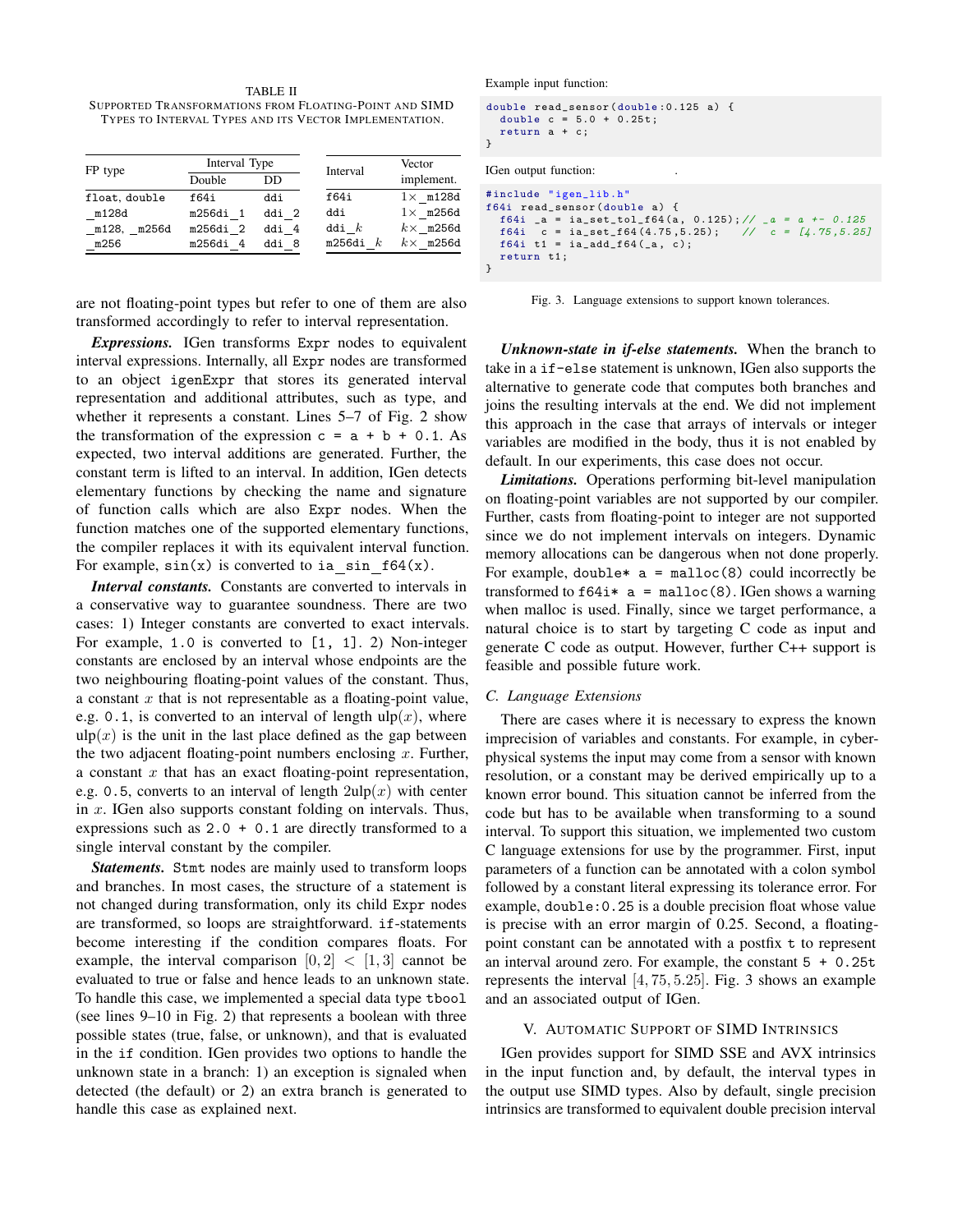TABLE II
SUPPORTED TRANSFORMATIONS FROM FLOATING-POINT AND SIMD TYPES TO INTERVAL TYPES AND ITS VECTOR IMPLEMENTATION.

| FP type | Interval Type | |
|---|---|---|
| | Double | DD |
| float, double | f64i | ddi |
| _m128d | m256di_1 | ddi_2 |
| _m128, _m256d | m256di_2 | ddi_4 |
| _m256 | m256di_4 | ddi_8 |

| Interval | Vector implement. |
|---|---|
| f64i | $1\times$ _m128d |
| ddi | $1\times$ _m256d |
| ddi_$k$ | $k\times$ _m256d |
| m256di_$k$ | $k\times$ _m256d |

are not floating-point types but refer to one of them are also transformed accordingly to refer to interval representation.

***Expressions.*** IGen transforms Expr nodes to equivalent interval expressions. Internally, all Expr nodes are transformed to an object igenExpr that stores its generated interval representation and additional attributes, such as type, and whether it represents a constant. Lines 5–7 of Fig. 2 show the transformation of the expression `c = a + b + 0.1`. As expected, two interval additions are generated. Further, the constant term is lifted to an interval. In addition, IGen detects elementary functions by checking the name and signature of function calls which are also Expr nodes. When the function matches one of the supported elementary functions, the compiler replaces it with its equivalent interval function. For example, `sin(x)` is converted to `ia_sin_f64(x)`.

***Interval constants.*** Constants are converted to intervals in a conservative way to guarantee soundness. There are two cases: 1) Integer constants are converted to exact intervals. For example, `1.0` is converted to `[1, 1]`. 2) Non-integer constants are enclosed by an interval whose endpoints are the two neighbouring floating-point values of the constant. Thus, a constant $x$ that is not representable as a floating-point value, e.g. `0.1`, is converted to an interval of length $\text{ulp}(x)$, where $\text{ulp}(x)$ is the unit in the last place defined as the gap between the two adjacent floating-point numbers enclosing $x$. Further, a constant $x$ that has an exact floating-point representation, e.g. `0.5`, converts to an interval of length $2\text{ulp}(x)$ with center in $x$. IGen also supports constant folding on intervals. Thus, expressions such as `2.0 + 0.1` are directly transformed to a single interval constant by the compiler.

***Statements.*** Stmt nodes are mainly used to transform loops and branches. In most cases, the structure of a statement is not changed during transformation, only its child Expr nodes are transformed, so loops are straightforward. if-statements become interesting if the condition compares floats. For example, the interval comparison $[0, 2] < [1, 3]$ cannot be evaluated to true or false and hence leads to an unknown state. To handle this case, we implemented a special data type tbool (see lines 9–10 in Fig. 2) that represents a boolean with three possible states (true, false, or unknown), and that is evaluated in the if condition. IGen provides two options to handle the unknown state in a branch: 1) an exception is signaled when detected (the default) or 2) an extra branch is generated to handle this case as explained next.

Example input function:

```
double read_sensor(double:0.125 a) {
  double c = 5.0 + 0.25t;
  return a + c;
}
```

IGen output function:

```
#include "igen_lib.h"
f64i read_sensor(double a) {
  f64i _a = ia_set_tol_f64(a, 0.125);// _a = a +- 0.125
  f64i  c = ia_set_f64(4.75,5.25);   //  c = [4.75,5.25]
  f64i t1 = ia_add_f64(_a, c);
  return t1;
}
```

Fig. 3. Language extensions to support known tolerances.

***Unknown-state in if-else statements.*** When the branch to take in a if-else statement is unknown, IGen also supports the alternative to generate code that computes both branches and joins the resulting intervals at the end. We did not implement this approach in the case that arrays of intervals or integer variables are modified in the body, thus it is not enabled by default. In our experiments, this case does not occur.

***Limitations.*** Operations performing bit-level manipulation on floating-point variables are not supported by our compiler. Further, casts from floating-point to integer are not supported since we do not implement intervals on integers. Dynamic memory allocations can be dangerous when not done properly. For example, `double* a = malloc(8)` could incorrectly be transformed to `f64i* a = malloc(8)`. IGen shows a warning when malloc is used. Finally, since we target performance, a natural choice is to start by targeting C code as input and generate C code as output. However, further C++ support is feasible and possible future work.

### C. Language Extensions

There are cases where it is necessary to express the known imprecision of variables and constants. For example, in cyber-physical systems the input may come from a sensor with known resolution, or a constant may be derived empirically up to a known error bound. This situation cannot be inferred from the code but has to be available when transforming to a sound interval. To support this situation, we implemented two custom C language extensions for use by the programmer. First, input parameters of a function can be annotated with a colon symbol followed by a constant literal expressing its tolerance error. For example, `double:0.25` is a double precision float whose value is precise with an error margin of 0.25. Second, a floating-point constant can be annotated with a postfix `t` to represent an interval around zero. For example, the constant `5 + 0.25t` represents the interval $[4, 75, 5.25]$. Fig. 3 shows an example and an associated output of IGen.

## V. AUTOMATIC SUPPORT OF SIMD INTRINSICS

IGen provides support for SIMD SSE and AVX intrinsics in the input function and, by default, the interval types in the output use SIMD types. Also by default, single precision intrinsics are transformed to equivalent double precision interval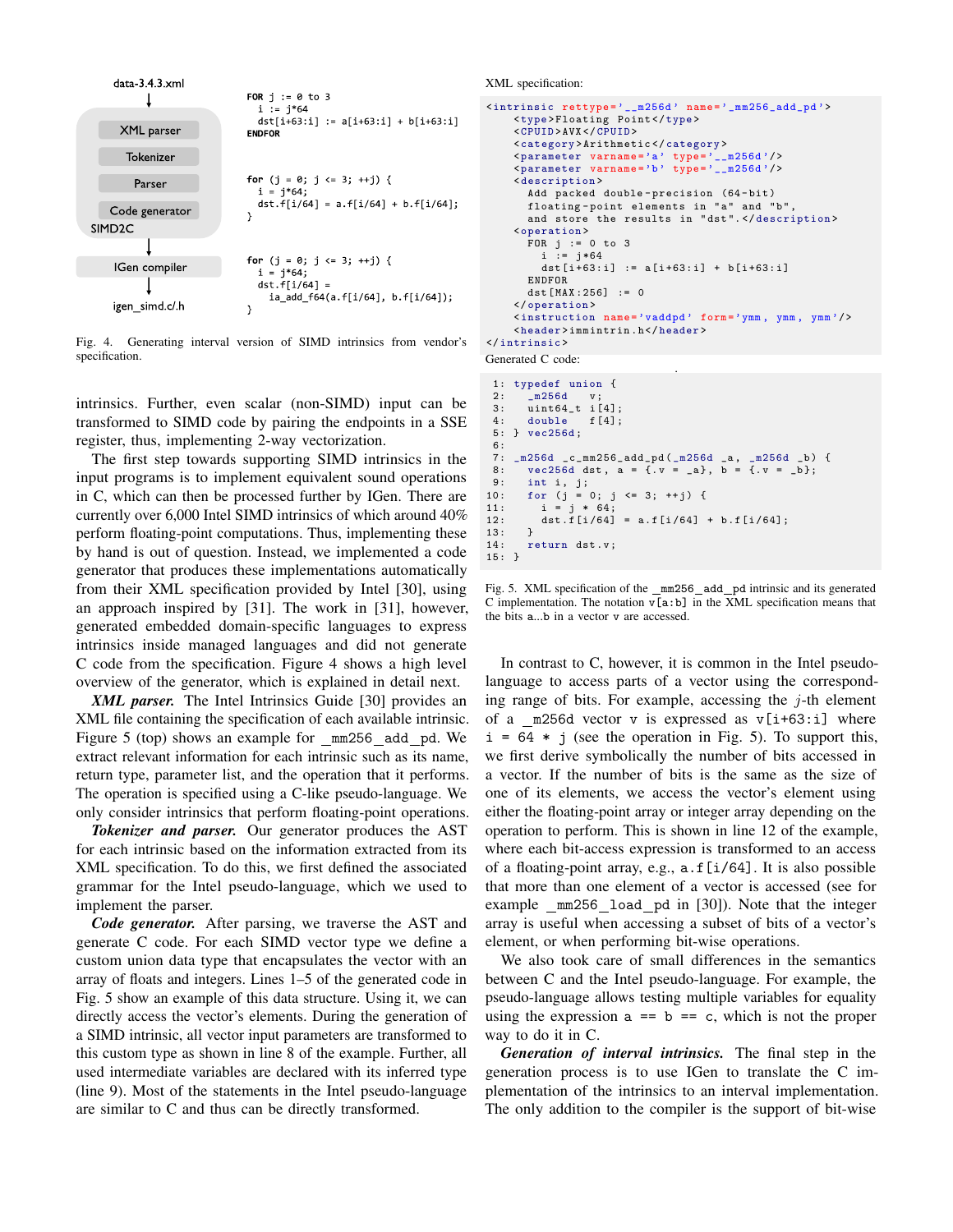data-3.4.3.xml → XML parser → Tokenizer → Parser → Code generator (SIMD2C) → IGen compiler → igen_simd.c/.h

```
FOR j := 0 to 3
  i := j*64
  dst[i+63:i] := a[i+63:i] + b[i+63:i]
ENDFOR
```

```
for (j = 0; j <= 3; ++j) {
  i = j*64;
  dst.f[i/64] = a.f[i/64] + b.f[i/64];
}
```

```
for (j = 0; j <= 3; ++j) {
  i = j*64;
  dst.f[i/64] =
    ia_add_f64(a.f[i/64], b.f[i/64]);
}
```

Fig. 4. Generating interval version of SIMD intrinsics from vendor's specification.

intrinsics. Further, even scalar (non-SIMD) input can be transformed to SIMD code by pairing the endpoints in a SSE register, thus, implementing 2-way vectorization.

The first step towards supporting SIMD intrinsics in the input programs is to implement equivalent sound operations in C, which can then be processed further by IGen. There are currently over 6,000 Intel SIMD intrinsics of which around 40% perform floating-point computations. Thus, implementing these by hand is out of question. Instead, we implemented a code generator that produces these implementations automatically from their XML specification provided by Intel [30], using an approach inspired by [31]. The work in [31], however, generated embedded domain-specific languages to express intrinsics inside managed languages and did not generate C code from the specification. Figure 4 shows a high level overview of the generator, which is explained in detail next.

***XML parser.*** The Intel Intrinsics Guide [30] provides an XML file containing the specification of each available intrinsic. Figure 5 (top) shows an example for `_mm256_add_pd`. We extract relevant information for each intrinsic such as its name, return type, parameter list, and the operation that it performs. The operation is specified using a C-like pseudo-language. We only consider intrinsics that perform floating-point operations.

***Tokenizer and parser.*** Our generator produces the AST for each intrinsic based on the information extracted from its XML specification. To do this, we first defined the associated grammar for the Intel pseudo-language, which we used to implement the parser.

***Code generator.*** After parsing, we traverse the AST and generate C code. For each SIMD vector type we define a custom union data type that encapsulates the vector with an array of floats and integers. Lines 1–5 of the generated code in Fig. 5 show an example of this data structure. Using it, we can directly access the vector's elements. During the generation of a SIMD intrinsic, all vector input parameters are transformed to this custom type as shown in line 8 of the example. Further, all used intermediate variables are declared with its inferred type (line 9). Most of the statements in the Intel pseudo-language are similar to C and thus can be directly transformed.

XML specification:

```
<intrinsic rettype='__m256d' name='_mm256_add_pd'>
    <type>Floating Point</type>
    <CPUID>AVX</CPUID>
    <category>Arithmetic</category>
    <parameter varname='a' type='__m256d'/>
    <parameter varname='b' type='__m256d'/>
    <description>
      Add packed double-precision (64-bit)
      floating-point elements in "a" and "b",
      and store the results in "dst".</description>
    <operation>
      FOR j := 0 to 3
        i := j*64
        dst[i+63:i] := a[i+63:i] + b[i+63:i]
      ENDFOR
      dst[MAX:256] := 0
    </operation>
    <instruction name='vaddpd' form='ymm, ymm, ymm'/>
    <header>immintrin.h</header>
</intrinsic>
```

Generated C code:

```
 1: typedef union {
 2:    _m256d    v;
 3:    uint64_t  i[4];
 4:    double    f[4];
 5: } vec256d;
 6:
 7: _m256d _c_mm256_add_pd(_m256d _a, _m256d _b) {
 8:    vec256d dst, a = {.v = _a}, b = {.v = _b};
 9:    int i, j;
10:    for (j = 0; j <= 3; ++j) {
11:       i = j * 64;
12:       dst.f[i/64] = a.f[i/64] + b.f[i/64];
13:    }
14:    return dst.v;
15: }
```

Fig. 5. XML specification of the `_mm256_add_pd` intrinsic and its generated C implementation. The notation `v[a:b]` in the XML specification means that the bits a...b in a vector v are accessed.

In contrast to C, however, it is common in the Intel pseudo-language to access parts of a vector using the corresponding range of bits. For example, accessing the $j$-th element of a `_m256d` vector `v` is expressed as `v[i+63:i]` where `i = 64 * j` (see the operation in Fig. 5). To support this, we first derive symbolically the number of bits accessed in a vector. If the number of bits is the same as the size of one of its elements, we access the vector's element using either the floating-point array or integer array depending on the operation to perform. This is shown in line 12 of the example, where each bit-access expression is transformed to an access of a floating-point array, e.g., `a.f[i/64]`. It is also possible that more than one element of a vector is accessed (see for example `_mm256_load_pd` in [30]). Note that the integer array is useful when accessing a subset of bits of a vector's element, or when performing bit-wise operations.

We also took care of small differences in the semantics between C and the Intel pseudo-language. For example, the pseudo-language allows testing multiple variables for equality using the expression `a == b == c`, which is not the proper way to do it in C.

***Generation of interval intrinsics.*** The final step in the generation process is to use IGen to translate the C implementation of the intrinsics to an interval implementation. The only addition to the compiler is the support of bit-wise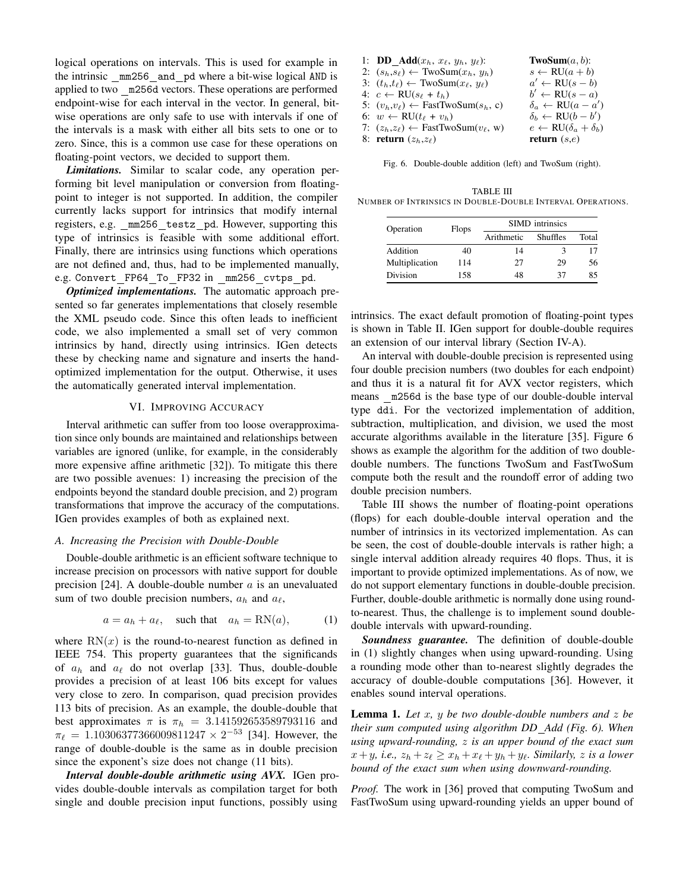logical operations on intervals. This is used for example in the intrinsic `_mm256_and_pd` where a bit-wise logical AND is applied to two `_m256d` vectors. These operations are performed endpoint-wise for each interval in the vector. In general, bit-wise operations are only safe to use with intervals if one of the intervals is a mask with either all bits sets to one or to zero. Since, this is a common use case for these operations on floating-point vectors, we decided to support them.

***Limitations.*** Similar to scalar code, any operation performing bit level manipulation or conversion from floating-point to integer is not supported. In addition, the compiler currently lacks support for intrinsics that modify internal registers, e.g. `_mm256_testz_pd`. However, supporting this type of intrinsics is feasible with some additional effort. Finally, there are intrinsics using functions which operations are not defined and, thus, had to be implemented manually, e.g. `Convert_FP64_To_FP32` in `_mm256_cvtps_pd`.

***Optimized implementations.*** The automatic approach presented so far generates implementations that closely resemble the XML pseudo code. Since this often leads to inefficient code, we also implemented a small set of very common intrinsics by hand, directly using intrinsics. IGen detects these by checking name and signature and inserts the hand-optimized implementation for the output. Otherwise, it uses the automatically generated interval implementation.

## VI. Improving Accuracy

Interval arithmetic can suffer from too loose overapproximation since only bounds are maintained and relationships between variables are ignored (unlike, for example, in the considerably more expensive affine arithmetic [32]). To mitigate this there are two possible avenues: 1) increasing the precision of the endpoints beyond the standard double precision, and 2) program transformations that improve the accuracy of the computations. IGen provides examples of both as explained next.

### A. Increasing the Precision with Double-Double

Double-double arithmetic is an efficient software technique to increase precision on processors with native support for double precision [24]. A double-double number $a$ is an unevaluated sum of two double precision numbers, $a_h$ and $a_\ell$,

$$a = a_h + a_\ell, \quad \text{such that} \quad a_h = \mathrm{RN}(a), \tag{1}$$

where $\mathrm{RN}(x)$ is the round-to-nearest function as defined in IEEE 754. This property guarantees that the significands of $a_h$ and $a_\ell$ do not overlap [33]. Thus, double-double provides a precision of at least 106 bits except for values very close to zero. In comparison, quad precision provides 113 bits of precision. As an example, the double-double that best approximates $\pi$ is $\pi_h = 3.141592653589793116$ and $\pi_\ell = 1.10306377366009811247 \times 2^{-53}$ [34]. However, the range of double-double is the same as in double precision since the exponent's size does not change (11 bits).

***Interval double-double arithmetic using AVX.*** IGen provides double-double intervals as compilation target for both single and double precision input functions, possibly using intrinsics. The exact default promotion of floating-point types is shown in Table II. IGen support for double-double requires an extension of our interval library (Section IV-A).

```
1: DD_Add(x_h, x_ℓ, y_h, y_ℓ):
2: (s_h,s_ℓ) ← TwoSum(x_h, y_h)
3: (t_h,t_ℓ) ← TwoSum(x_ℓ, y_ℓ)
4: c ← RU(s_ℓ + t_h)
5: (v_h,v_ℓ) ← FastTwoSum(s_h, c)
6: w ← RU(t_ℓ + v_h)
7: (z_h,z_ℓ) ← FastTwoSum(v_ℓ, w)
8: return (z_h,z_ℓ)
```

```
TwoSum(a, b):
s ← RU(a + b)
a' ← RU(s − b)
b' ← RU(s − a')
δ_a ← RU(a − a')
δ_b ← RU(b − b')
e ← RU(δ_a + δ_b)
return (s,e)
```

Fig. 6. Double-double addition (left) and TwoSum (right).

TABLE III
Number of Intrinsics in Double-Double Interval Operations.

| Operation | Flops | SIMD intrinsics | | |
|---|---|---|---|---|
| | | Arithmetic | Shuffles | Total |
| Addition | 40 | 14 | 3 | 17 |
| Multiplication | 114 | 27 | 29 | 56 |
| Division | 158 | 48 | 37 | 85 |

An interval with double-double precision is represented using four double precision numbers (two doubles for each endpoint) and thus it is a natural fit for AVX vector registers, which means `_m256d` is the base type of our double-double interval type `ddi`. For the vectorized implementation of addition, subtraction, multiplication, and division, we used the most accurate algorithms available in the literature [35]. Figure 6 shows as example the algorithm for the addition of two double-double numbers. The functions TwoSum and FastTwoSum compute both the result and the roundoff error of adding two double precision numbers.

Table III shows the number of floating-point operations (flops) for each double-double interval operation and the number of intrinsics in its vectorized implementation. As can be seen, the cost of double-double intervals is rather high; a single interval addition already requires 40 flops. Thus, it is important to provide optimized implementations. As of now, we do not support elementary functions in double-double precision. Further, double-double arithmetic is normally done using round-to-nearest. Thus, the challenge is to implement sound double-double intervals with upward-rounding.

***Soundness guarantee.*** The definition of double-double in (1) slightly changes when using upward-rounding. Using a rounding mode other than to-nearest slightly degrades the accuracy of double-double computations [36]. However, it enables sound interval operations.

**Lemma 1.** *Let $x$, $y$ be two double-double numbers and $z$ be their sum computed using algorithm DD_Add (Fig. 6). When using upward-rounding, $z$ is an upper bound of the exact sum $x+y$, i.e., $z_h + z_\ell \geq x_h + x_\ell + y_h + y_\ell$. Similarly, $z$ is a lower bound of the exact sum when using downward-rounding.*

*Proof.* The work in [36] proved that computing TwoSum and FastTwoSum using upward-rounding yields an upper bound of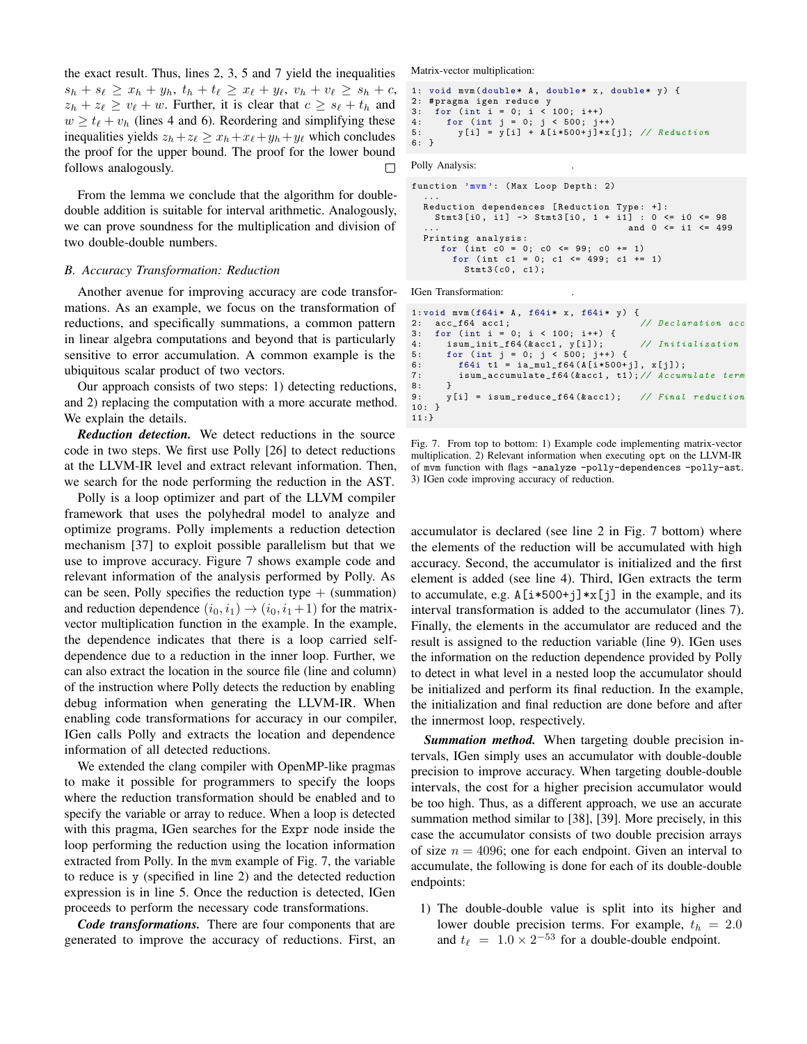the exact result. Thus, lines 2, 3, 5 and 7 yield the inequalities $s_h + s_\ell \geq x_h + y_h$, $t_h + t_\ell \geq x_\ell + y_\ell$, $v_h + v_\ell \geq s_h + c$, $z_h + z_\ell \geq v_\ell + w$. Further, it is clear that $c \geq s_\ell + t_h$ and $w \geq t_\ell + v_h$ (lines 4 and 6). Reordering and simplifying these inequalities yields $z_h + z_\ell \geq x_h + x_\ell + y_h + y_\ell$ which concludes the proof for the upper bound. The proof for the lower bound follows analogously. □

From the lemma we conclude that the algorithm for double-double addition is suitable for interval arithmetic. Analogously, we can prove soundness for the multiplication and division of two double-double numbers.

### *B. Accuracy Transformation: Reduction*

Another avenue for improving accuracy are code transformations. As an example, we focus on the transformation of reductions, and specifically summations, a common pattern in linear algebra computations and beyond that is particularly sensitive to error accumulation. A common example is the ubiquitous scalar product of two vectors.

Our approach consists of two steps: 1) detecting reductions, and 2) replacing the computation with a more accurate method. We explain the details.

***Reduction detection.*** We detect reductions in the source code in two steps. We first use Polly [26] to detect reductions at the LLVM-IR level and extract relevant information. Then, we search for the node performing the reduction in the AST.

Polly is a loop optimizer and part of the LLVM compiler framework that uses the polyhedral model to analyze and optimize programs. Polly implements a reduction detection mechanism [37] to exploit possible parallelism but that we use to improve accuracy. Figure 7 shows example code and relevant information of the analysis performed by Polly. As can be seen, Polly specifies the reduction type + (summation) and reduction dependence $(i_0, i_1) \rightarrow (i_0, i_1{+}1)$ for the matrix-vector multiplication function in the example. In the example, the dependence indicates that there is a loop carried self-dependence due to a reduction in the inner loop. Further, we can also extract the location in the source file (line and column) of the instruction where Polly detects the reduction by enabling debug information when generating the LLVM-IR. When enabling code transformations for accuracy in our compiler, IGen calls Polly and extracts the location and dependence information of all detected reductions.

We extended the clang compiler with OpenMP-like pragmas to make it possible for programmers to specify the loops where the reduction transformation should be enabled and to specify the variable or array to reduce. When a loop is detected with this pragma, IGen searches for the `Expr` node inside the loop performing the reduction using the location information extracted from Polly. In the `mvm` example of Fig. 7, the variable to reduce is `y` (specified in line 2) and the detected reduction expression is in line 5. Once the reduction is detected, IGen proceeds to perform the necessary code transformations.

***Code transformations.*** There are four components that are generated to improve the accuracy of reductions. First, an

Matrix-vector multiplication:

```
1: void mvm(double* A, double* x, double* y) {
2: #pragma igen reduce y
3:   for (int i = 0; i < 100; i++)
4:     for (int j = 0; j < 500; j++)
5:       y[i] = y[i] + A[i*500+j]*x[j]; // Reduction
6: }
```

Polly Analysis:

```
function 'mvm': (Max Loop Depth: 2)
  ...
  Reduction dependences [Reduction Type: +]:
    Stmt3[i0, i1] -> Stmt3[i0, 1 + i1] : 0 <= i0 <= 98
  ...                                    and 0 <= i1 <= 499
  Printing analysis:
     for (int c0 = 0; c0 <= 99; c0 += 1)
       for (int c1 = 0; c1 <= 499; c1 += 1)
         Stmt3(c0, c1);
```

IGen Transformation:

```
1:void mvm(f64i* A, f64i* x, f64i* y) {
2:   acc_f64 acc1;                       // Declaration acc
3:   for (int i = 0; i < 100; i++) {
4:     isum_init_f64(&acc1, y[i]);        // Initialization
5:     for (int j = 0; j < 500; j++) {
6:       f64i t1 = ia_mul_f64(A[i*500+j], x[j]);
7:       isum_accumulate_f64(&acc1, t1);// Accumulate term
8:     }
9:     y[i] = isum_reduce_f64(&acc1);    // Final reduction
10: }
11:}
```

Fig. 7. From top to bottom: 1) Example code implementing matrix-vector multiplication. 2) Relevant information when executing opt on the LLVM-IR of `mvm` function with flags `-analyze -polly-dependences -polly-ast`. 3) IGen code improving accuracy of reduction.

accumulator is declared (see line 2 in Fig. 7 bottom) where the elements of the reduction will be accumulated with high accuracy. Second, the accumulator is initialized and the first element is added (see line 4). Third, IGen extracts the term to accumulate, e.g. `A[i*500+j]*x[j]` in the example, and its interval transformation is added to the accumulator (lines 7). Finally, the elements in the accumulator are reduced and the result is assigned to the reduction variable (line 9). IGen uses the information on the reduction dependence provided by Polly to detect in what level in a nested loop the accumulator should be initialized and perform its final reduction. In the example, the initialization and final reduction are done before and after the innermost loop, respectively.

***Summation method.*** When targeting double precision intervals, IGen simply uses an accumulator with double-double precision to improve accuracy. When targeting double-double intervals, the cost for a higher precision accumulator would be too high. Thus, as a different approach, we use an accurate summation method similar to [38], [39]. More precisely, in this case the accumulator consists of two double precision arrays of size $n = 4096$; one for each endpoint. Given an interval to accumulate, the following is done for each of its double-double endpoints:

1) The double-double value is split into its higher and lower double precision terms. For example, $t_h = 2.0$ and $t_\ell = 1.0 \times 2^{-53}$ for a double-double endpoint.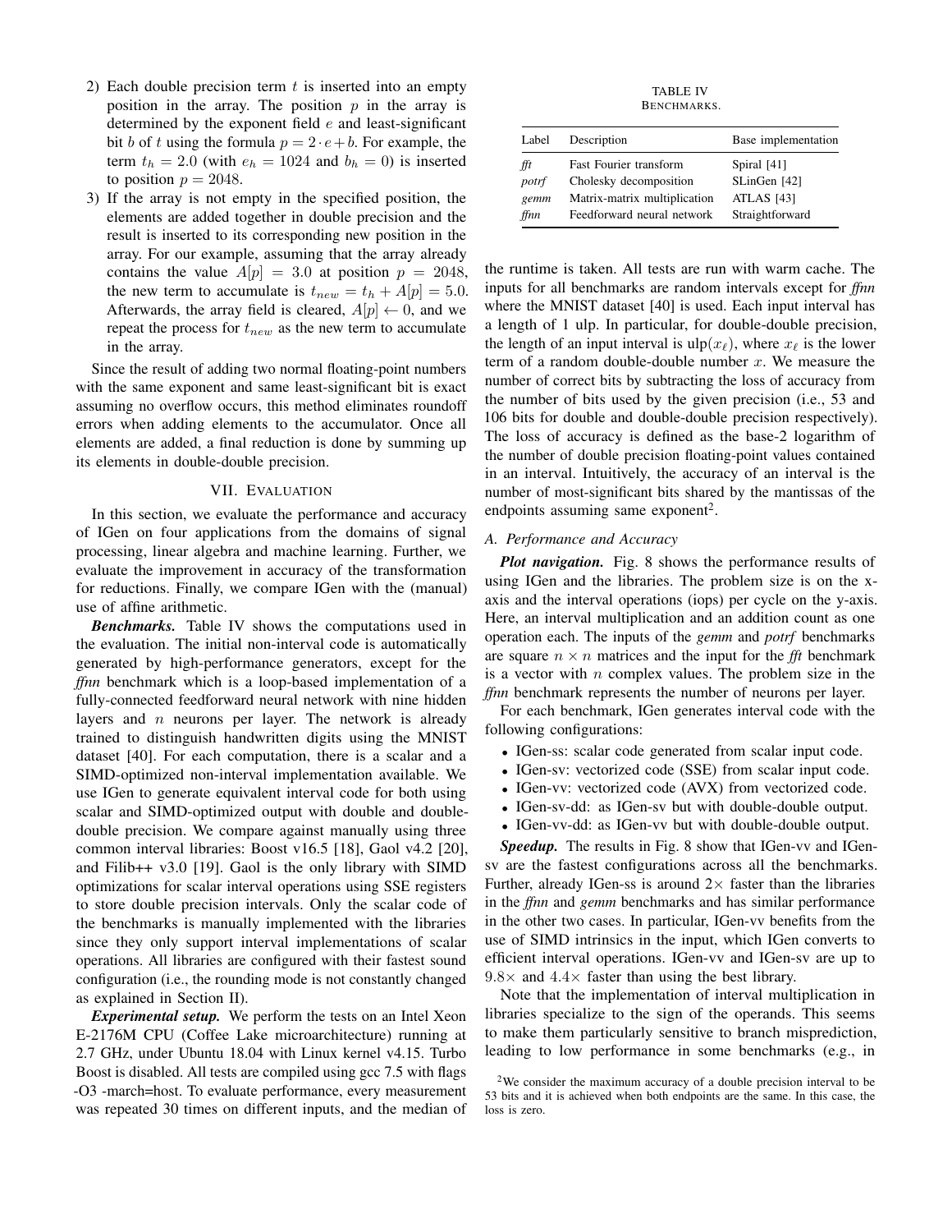2) Each double precision term $t$ is inserted into an empty position in the array. The position $p$ in the array is determined by the exponent field $e$ and least-significant bit $b$ of $t$ using the formula $p = 2 \cdot e + b$. For example, the term $t_h = 2.0$ (with $e_h = 1024$ and $b_h = 0$) is inserted to position $p = 2048$.
3) If the array is not empty in the specified position, the elements are added together in double precision and the result is inserted to its corresponding new position in the array. For our example, assuming that the array already contains the value $A[p] = 3.0$ at position $p = 2048$, the new term to accumulate is $t_{new} = t_h + A[p] = 5.0$. Afterwards, the array field is cleared, $A[p] \leftarrow 0$, and we repeat the process for $t_{new}$ as the new term to accumulate in the array.

Since the result of adding two normal floating-point numbers with the same exponent and same least-significant bit is exact assuming no overflow occurs, this method eliminates roundoff errors when adding elements to the accumulator. Once all elements are added, a final reduction is done by summing up its elements in double-double precision.

## VII. Evaluation

In this section, we evaluate the performance and accuracy of IGen on four applications from the domains of signal processing, linear algebra and machine learning. Further, we evaluate the improvement in accuracy of the transformation for reductions. Finally, we compare IGen with the (manual) use of affine arithmetic.

***Benchmarks.*** Table IV shows the computations used in the evaluation. The initial non-interval code is automatically generated by high-performance generators, except for the *ffnn* benchmark which is a loop-based implementation of a fully-connected feedforward neural network with nine hidden layers and $n$ neurons per layer. The network is already trained to distinguish handwritten digits using the MNIST dataset [40]. For each computation, there is a scalar and a SIMD-optimized non-interval implementation available. We use IGen to generate equivalent interval code for both using scalar and SIMD-optimized output with double and double-double precision. We compare against manually using three common interval libraries: Boost v16.5 [18], Gaol v4.2 [20], and Filib++ v3.0 [19]. Gaol is the only library with SIMD optimizations for scalar interval operations using SSE registers to store double precision intervals. Only the scalar code of the benchmarks is manually implemented with the libraries since they only support interval implementations of scalar operations. All libraries are configured with their fastest sound configuration (i.e., the rounding mode is not constantly changed as explained in Section II).

***Experimental setup.*** We perform the tests on an Intel Xeon E-2176M CPU (Coffee Lake microarchitecture) running at 2.7 GHz, under Ubuntu 18.04 with Linux kernel v4.15. Turbo Boost is disabled. All tests are compiled using gcc 7.5 with flags -O3 -march=host. To evaluate performance, every measurement was repeated 30 times on different inputs, and the median of the runtime is taken. All tests are run with warm cache. The inputs for all benchmarks are random intervals except for *ffnn* where the MNIST dataset [40] is used. Each input interval has a length of 1 ulp. In particular, for double-double precision, the length of an input interval is $\text{ulp}(x_\ell)$, where $x_\ell$ is the lower term of a random double-double number $x$. We measure the number of correct bits by subtracting the loss of accuracy from the number of bits used by the given precision (i.e., 53 and 106 bits for double and double-double precision respectively). The loss of accuracy is defined as the base-2 logarithm of the number of double precision floating-point values contained in an interval. Intuitively, the accuracy of an interval is the number of most-significant bits shared by the mantissas of the endpoints assuming same exponent[2].

TABLE IV
Benchmarks.

| Label | Description | Base implementation |
|---|---|---|
| *fft* | Fast Fourier transform | Spiral [41] |
| *potrf* | Cholesky decomposition | SLinGen [42] |
| *gemm* | Matrix-matrix multiplication | ATLAS [43] |
| *ffnn* | Feedforward neural network | Straightforward |

### A. Performance and Accuracy

***Plot navigation.*** Fig. 8 shows the performance results of using IGen and the libraries. The problem size is on the x-axis and the interval operations (iops) per cycle on the y-axis. Here, an interval multiplication and an addition count as one operation each. The inputs of the *gemm* and *potrf* benchmarks are square $n \times n$ matrices and the input for the *fft* benchmark is a vector with $n$ complex values. The problem size in the *ffnn* benchmark represents the number of neurons per layer.

For each benchmark, IGen generates interval code with the following configurations:

- IGen-ss: scalar code generated from scalar input code.
- IGen-sv: vectorized code (SSE) from scalar input code.
- IGen-vv: vectorized code (AVX) from vectorized code.
- IGen-sv-dd: as IGen-sv but with double-double output.
- IGen-vv-dd: as IGen-vv but with double-double output.

***Speedup.*** The results in Fig. 8 show that IGen-vv and IGen-sv are the fastest configurations across all the benchmarks. Further, already IGen-ss is around $2\times$ faster than the libraries in the *ffnn* and *gemm* benchmarks and has similar performance in the other two cases. In particular, IGen-vv benefits from the use of SIMD intrinsics in the input, which IGen converts to efficient interval operations. IGen-vv and IGen-sv are up to $9.8\times$ and $4.4\times$ faster than using the best library.

Note that the implementation of interval multiplication in libraries specialize to the sign of the operands. This seems to make them particularly sensitive to branch misprediction, leading to low performance in some benchmarks (e.g., in

[2]We consider the maximum accuracy of a double precision interval to be 53 bits and it is achieved when both endpoints are the same. In this case, the loss is zero.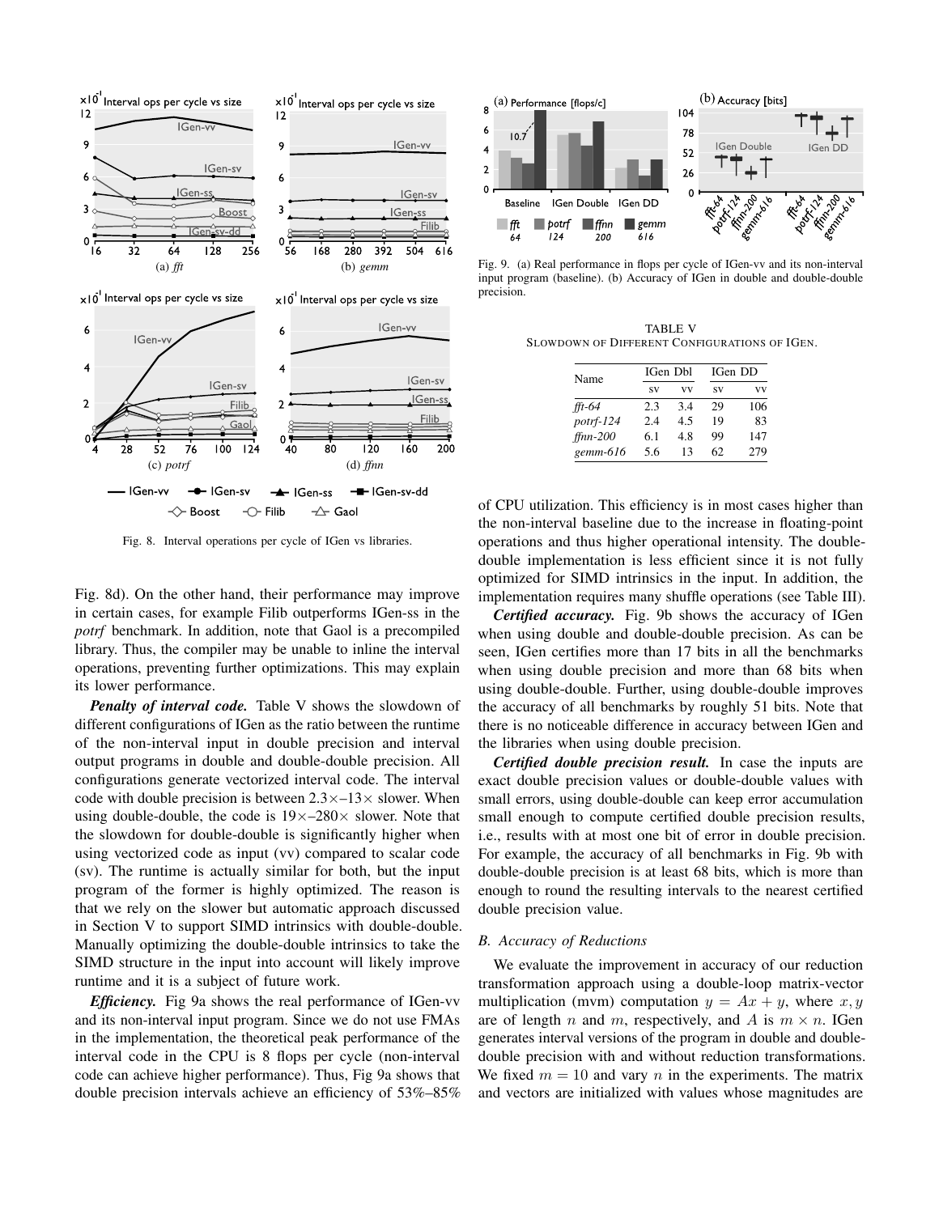Fig. 8. Interval operations per cycle of IGen vs libraries.

Fig. 8d). On the other hand, their performance may improve in certain cases, for example Filib outperforms IGen-ss in the *potrf* benchmark. In addition, note that Gaol is a precompiled library. Thus, the compiler may be unable to inline the interval operations, preventing further optimizations. This may explain its lower performance.

***Penalty of interval code.*** Table V shows the slowdown of different configurations of IGen as the ratio between the runtime of the non-interval input in double precision and interval output programs in double and double-double precision. All configurations generate vectorized interval code. The interval code with double precision is between 2.3×–13× slower. When using double-double, the code is 19×–280× slower. Note that the slowdown for double-double is significantly higher when using vectorized code as input (vv) compared to scalar code (sv). The runtime is actually similar for both, but the input program of the former is highly optimized. The reason is that we rely on the slower but automatic approach discussed in Section V to support SIMD intrinsics with double-double. Manually optimizing the double-double intrinsics to take the SIMD structure in the input into account will likely improve runtime and it is a subject of future work.

***Efficiency.*** Fig 9a shows the real performance of IGen-vv and its non-interval input program. Since we do not use FMAs in the implementation, the theoretical peak performance of the interval code in the CPU is 8 flops per cycle (non-interval code can achieve higher performance). Thus, Fig 9a shows that double precision intervals achieve an efficiency of 53%–85%

Fig. 9. (a) Real performance in flops per cycle of IGen-vv and its non-interval input program (baseline). (b) Accuracy of IGen in double and double-double precision.

TABLE V
SLOWDOWN OF DIFFERENT CONFIGURATIONS OF IGEN.

| Name | IGen Dbl | | IGen DD | |
|---|---|---|---|---|
| | sv | vv | sv | vv |
| *fft-64* | 2.3 | 3.4 | 29 | 106 |
| *potrf-124* | 2.4 | 4.5 | 19 | 83 |
| *ffnn-200* | 6.1 | 4.8 | 99 | 147 |
| *gemm-616* | 5.6 | 13 | 62 | 279 |

of CPU utilization. This efficiency is in most cases higher than the non-interval baseline due to the increase in floating-point operations and thus higher operational intensity. The double-double implementation is less efficient since it is not fully optimized for SIMD intrinsics in the input. In addition, the implementation requires many shuffle operations (see Table III).

***Certified accuracy.*** Fig. 9b shows the accuracy of IGen when using double and double-double precision. As can be seen, IGen certifies more than 17 bits in all the benchmarks when using double precision and more than 68 bits when using double-double. Further, using double-double improves the accuracy of all benchmarks by roughly 51 bits. Note that there is no noticeable difference in accuracy between IGen and the libraries when using double precision.

***Certified double precision result.*** In case the inputs are exact double precision values or double-double values with small errors, using double-double can keep error accumulation small enough to compute certified double precision results, i.e., results with at most one bit of error in double precision. For example, the accuracy of all benchmarks in Fig. 9b with double-double precision is at least 68 bits, which is more than enough to round the resulting intervals to the nearest certified double precision value.

### B. Accuracy of Reductions

We evaluate the improvement in accuracy of our reduction transformation approach using a double-loop matrix-vector multiplication (mvm) computation $y = Ax + y$, where $x, y$ are of length $n$ and $m$, respectively, and $A$ is $m \times n$. IGen generates interval versions of the program in double and double-double precision with and without reduction transformations. We fixed $m = 10$ and vary $n$ in the experiments. The matrix and vectors are initialized with values whose magnitudes are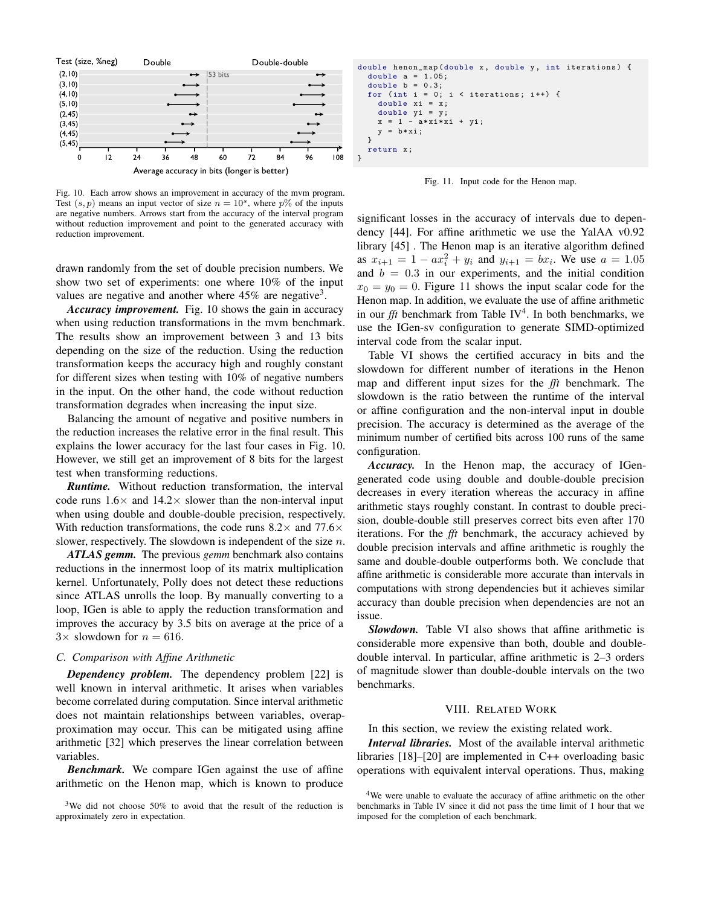Fig. 10. Each arrow shows an improvement in accuracy of the mvm program. Test $(s, p)$ means an input vector of size $n = 10^s$, where $p\%$ of the inputs are negative numbers. Arrows start from the accuracy of the interval program without reduction improvement and point to the generated accuracy with reduction improvement.

drawn randomly from the set of double precision numbers. We show two set of experiments: one where 10% of the input values are negative and another where 45% are negative[3].

***Accuracy improvement.*** Fig. 10 shows the gain in accuracy when using reduction transformations in the mvm benchmark. The results show an improvement between 3 and 13 bits depending on the size of the reduction. Using the reduction transformation keeps the accuracy high and roughly constant for different sizes when testing with 10% of negative numbers in the input. On the other hand, the code without reduction transformation degrades when increasing the input size.

Balancing the amount of negative and positive numbers in the reduction increases the relative error in the final result. This explains the lower accuracy for the last four cases in Fig. 10. However, we still get an improvement of 8 bits for the largest test when transforming reductions.

***Runtime.*** Without reduction transformation, the interval code runs 1.6× and 14.2× slower than the non-interval input when using double and double-double precision, respectively. With reduction transformations, the code runs 8.2× and 77.6× slower, respectively. The slowdown is independent of the size $n$.

***ATLAS gemm.*** The previous *gemm* benchmark also contains reductions in the innermost loop of its matrix multiplication kernel. Unfortunately, Polly does not detect these reductions since ATLAS unrolls the loop. By manually converting to a loop, IGen is able to apply the reduction transformation and improves the accuracy by 3.5 bits on average at the price of a 3× slowdown for $n = 616$.

### C. Comparison with Affine Arithmetic

***Dependency problem.*** The dependency problem [22] is well known in interval arithmetic. It arises when variables become correlated during computation. Since interval arithmetic does not maintain relationships between variables, overapproximation may occur. This can be mitigated using affine arithmetic [32] which preserves the linear correlation between variables.

***Benchmark.*** We compare IGen against the use of affine arithmetic on the Henon map, which is known to produce significant losses in the accuracy of intervals due to dependency [44]. For affine arithmetic we use the YalAA v0.92 library [45] . The Henon map is an iterative algorithm defined as $x_{i+1} = 1 - ax_i^2 + y_i$ and $y_{i+1} = bx_i$. We use $a = 1.05$ and $b = 0.3$ in our experiments, and the initial condition $x_0 = y_0 = 0$. Figure 11 shows the input scalar code for the Henon map. In addition, we evaluate the use of affine arithmetic in our *fft* benchmark from Table IV[4]. In both benchmarks, we use the IGen-sv configuration to generate SIMD-optimized interval code from the scalar input.

```
double henon_map(double x, double y, int iterations) {
  double a = 1.05;
  double b = 0.3;
  for (int i = 0; i < iterations; i++) {
    double xi = x;
    double yi = y;
    x = 1 - a*xi*xi + yi;
    y = b*xi;
  }
  return x;
}
```

Fig. 11. Input code for the Henon map.

Table VI shows the certified accuracy in bits and the slowdown for different number of iterations in the Henon map and different input sizes for the *fft* benchmark. The slowdown is the ratio between the runtime of the interval or affine configuration and the non-interval input in double precision. The accuracy is determined as the average of the minimum number of certified bits across 100 runs of the same configuration.

***Accuracy.*** In the Henon map, the accuracy of IGen-generated code using double and double-double precision decreases in every iteration whereas the accuracy in affine arithmetic stays roughly constant. In contrast to double precision, double-double still preserves correct bits even after 170 iterations. For the *fft* benchmark, the accuracy achieved by double precision intervals and affine arithmetic is roughly the same and double-double outperforms both. We conclude that affine arithmetic is considerable more accurate than intervals in computations with strong dependencies but it achieves similar accuracy than double precision when dependencies are not an issue.

***Slowdown.*** Table VI also shows that affine arithmetic is considerable more expensive than both, double and double-double interval. In particular, affine arithmetic is 2–3 orders of magnitude slower than double-double intervals on the two benchmarks.

## VIII. Related Work

In this section, we review the existing related work.

***Interval libraries.*** Most of the available interval arithmetic libraries [18]–[20] are implemented in C++ overloading basic operations with equivalent interval operations. Thus, making

[3] We did not choose 50% to avoid that the result of the reduction is approximately zero in expectation.

[4] We were unable to evaluate the accuracy of affine arithmetic on the other benchmarks in Table IV since it did not pass the time limit of 1 hour that we imposed for the completion of each benchmark.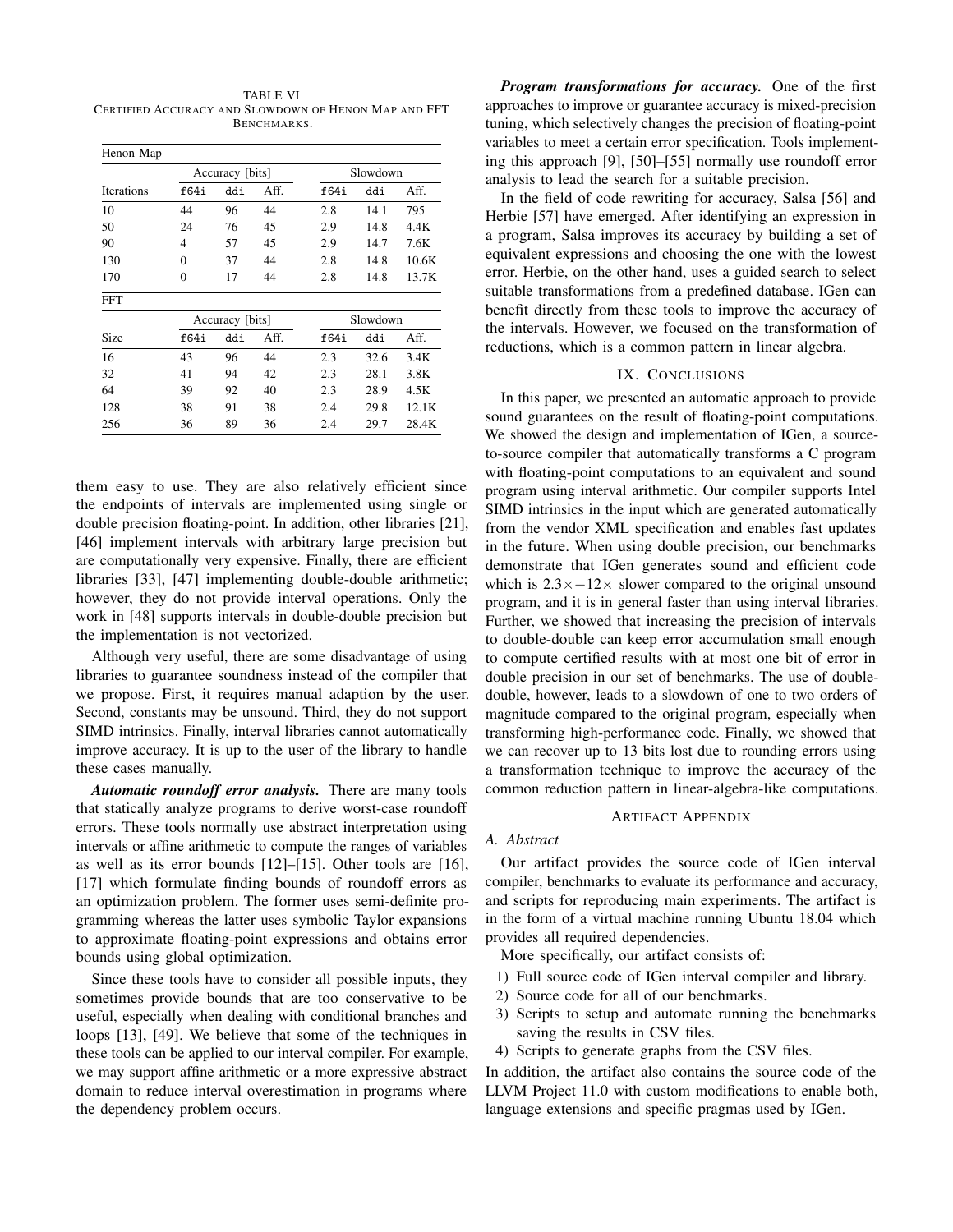TABLE VI
CERTIFIED ACCURACY AND SLOWDOWN OF HENON MAP AND FFT BENCHMARKS.

| Henon Map | | | | | | |
|---|---|---|---|---|---|---|
| | Accuracy [bits] | | | Slowdown | | |
| Iterations | f64i | ddi | Aff. | f64i | ddi | Aff. |
| 10 | 44 | 96 | 44 | 2.8 | 14.1 | 795 |
| 50 | 24 | 76 | 45 | 2.9 | 14.8 | 4.4K |
| 90 | 4 | 57 | 45 | 2.9 | 14.7 | 7.6K |
| 130 | 0 | 37 | 44 | 2.8 | 14.8 | 10.6K |
| 170 | 0 | 17 | 44 | 2.8 | 14.8 | 13.7K |

| FFT | | | | | | |
|---|---|---|---|---|---|---|
| | Accuracy [bits] | | | Slowdown | | |
| Size | f64i | ddi | Aff. | f64i | ddi | Aff. |
| 16 | 43 | 96 | 44 | 2.3 | 32.6 | 3.4K |
| 32 | 41 | 94 | 42 | 2.3 | 28.1 | 3.8K |
| 64 | 39 | 92 | 40 | 2.3 | 28.9 | 4.5K |
| 128 | 38 | 91 | 38 | 2.4 | 29.8 | 12.1K |
| 256 | 36 | 89 | 36 | 2.4 | 29.7 | 28.4K |

them easy to use. They are also relatively efficient since the endpoints of intervals are implemented using single or double precision floating-point. In addition, other libraries [21], [46] implement intervals with arbitrary large precision but are computationally very expensive. Finally, there are efficient libraries [33], [47] implementing double-double arithmetic; however, they do not provide interval operations. Only the work in [48] supports intervals in double-double precision but the implementation is not vectorized.

Although very useful, there are some disadvantage of using libraries to guarantee soundness instead of the compiler that we propose. First, it requires manual adaption by the user. Second, constants may be unsound. Third, they do not support SIMD intrinsics. Finally, interval libraries cannot automatically improve accuracy. It is up to the user of the library to handle these cases manually.

***Automatic roundoff error analysis.*** There are many tools that statically analyze programs to derive worst-case roundoff errors. These tools normally use abstract interpretation using intervals or affine arithmetic to compute the ranges of variables as well as its error bounds [12]–[15]. Other tools are [16], [17] which formulate finding bounds of roundoff errors as an optimization problem. The former uses semi-definite programming whereas the latter uses symbolic Taylor expansions to approximate floating-point expressions and obtains error bounds using global optimization.

Since these tools have to consider all possible inputs, they sometimes provide bounds that are too conservative to be useful, especially when dealing with conditional branches and loops [13], [49]. We believe that some of the techniques in these tools can be applied to our interval compiler. For example, we may support affine arithmetic or a more expressive abstract domain to reduce interval overestimation in programs where the dependency problem occurs.

***Program transformations for accuracy.*** One of the first approaches to improve or guarantee accuracy is mixed-precision tuning, which selectively changes the precision of floating-point variables to meet a certain error specification. Tools implementing this approach [9], [50]–[55] normally use roundoff error analysis to lead the search for a suitable precision.

In the field of code rewriting for accuracy, Salsa [56] and Herbie [57] have emerged. After identifying an expression in a program, Salsa improves its accuracy by building a set of equivalent expressions and choosing the one with the lowest error. Herbie, on the other hand, uses a guided search to select suitable transformations from a predefined database. IGen can benefit directly from these tools to improve the accuracy of the intervals. However, we focused on the transformation of reductions, which is a common pattern in linear algebra.

## IX. CONCLUSIONS

In this paper, we presented an automatic approach to provide sound guarantees on the result of floating-point computations. We showed the design and implementation of IGen, a source-to-source compiler that automatically transforms a C program with floating-point computations to an equivalent and sound program using interval arithmetic. Our compiler supports Intel SIMD intrinsics in the input which are generated automatically from the vendor XML specification and enables fast updates in the future. When using double precision, our benchmarks demonstrate that IGen generates sound and efficient code which is $2.3\times - 12\times$ slower compared to the original unsound program, and it is in general faster than using interval libraries. Further, we showed that increasing the precision of intervals to double-double can keep error accumulation small enough to compute certified results with at most one bit of error in double precision in our set of benchmarks. The use of double-double, however, leads to a slowdown of one to two orders of magnitude compared to the original program, especially when transforming high-performance code. Finally, we showed that we can recover up to 13 bits lost due to rounding errors using a transformation technique to improve the accuracy of the common reduction pattern in linear-algebra-like computations.

## ARTIFACT APPENDIX

### A. Abstract

Our artifact provides the source code of IGen interval compiler, benchmarks to evaluate its performance and accuracy, and scripts for reproducing main experiments. The artifact is in the form of a virtual machine running Ubuntu 18.04 which provides all required dependencies.

More specifically, our artifact consists of:

1) Full source code of IGen interval compiler and library.
2) Source code for all of our benchmarks.
3) Scripts to setup and automate running the benchmarks saving the results in CSV files.
4) Scripts to generate graphs from the CSV files.

In addition, the artifact also contains the source code of the LLVM Project 11.0 with custom modifications to enable both, language extensions and specific pragmas used by IGen.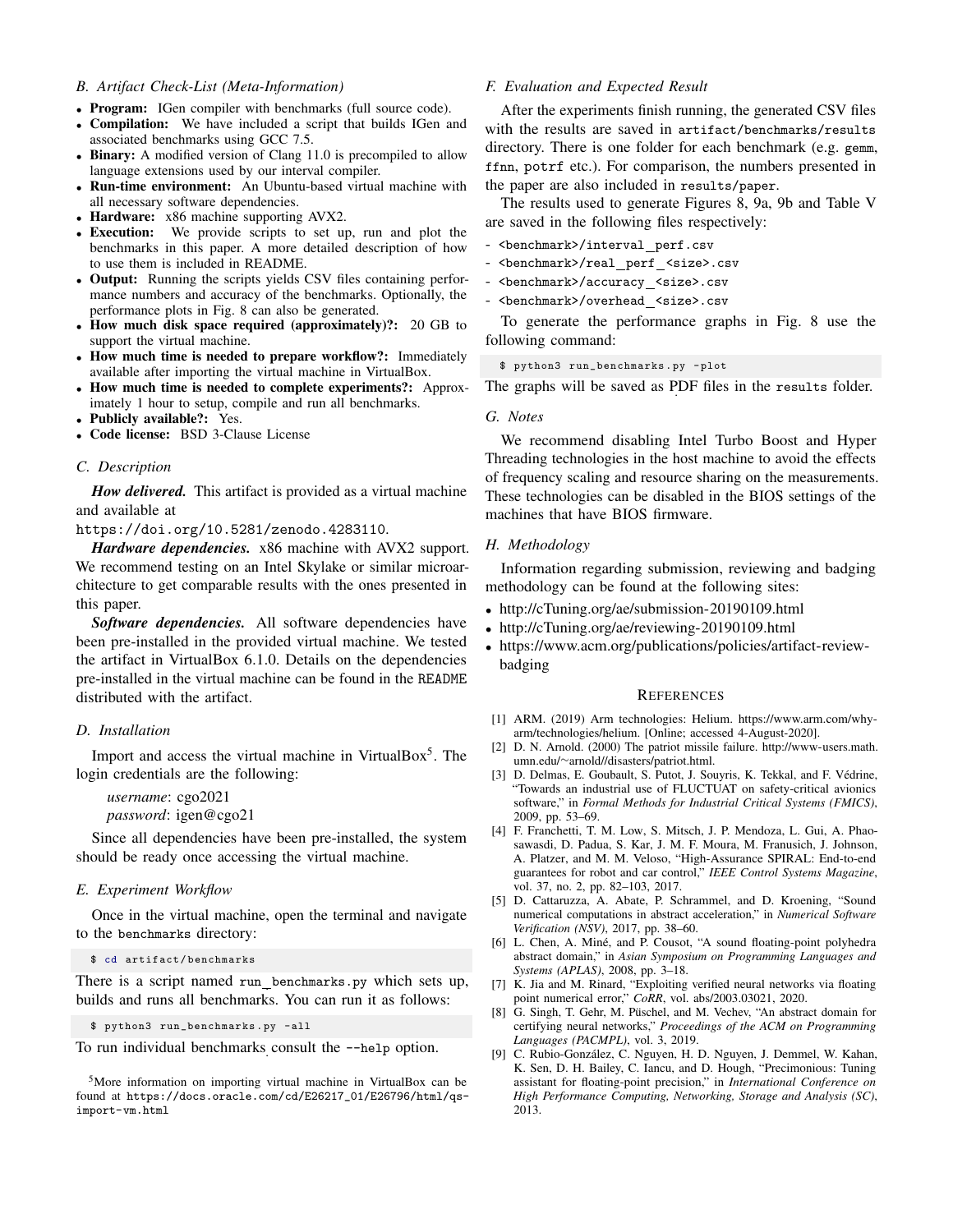### B. Artifact Check-List (Meta-Information)

- **Program:** IGen compiler with benchmarks (full source code).
- **Compilation:** We have included a script that builds IGen and associated benchmarks using GCC 7.5.
- **Binary:** A modified version of Clang 11.0 is precompiled to allow language extensions used by our interval compiler.
- **Run-time environment:** An Ubuntu-based virtual machine with all necessary software dependencies.
- **Hardware:** x86 machine supporting AVX2.
- **Execution:** We provide scripts to set up, run and plot the benchmarks in this paper. A more detailed description of how to use them is included in README.
- **Output:** Running the scripts yields CSV files containing performance numbers and accuracy of the benchmarks. Optionally, the performance plots in Fig. 8 can also be generated.
- **How much disk space required (approximately)?:** 20 GB to support the virtual machine.
- **How much time is needed to prepare workflow?:** Immediately available after importing the virtual machine in VirtualBox.
- **How much time is needed to complete experiments?:** Approximately 1 hour to setup, compile and run all benchmarks.
- **Publicly available?:** Yes.
- **Code license:** BSD 3-Clause License

### C. Description

***How delivered.*** This artifact is provided as a virtual machine and available at https://doi.org/10.5281/zenodo.4283110.

***Hardware dependencies.*** x86 machine with AVX2 support. We recommend testing on an Intel Skylake or similar microarchitecture to get comparable results with the ones presented in this paper.

***Software dependencies.*** All software dependencies have been pre-installed in the provided virtual machine. We tested the artifact in VirtualBox 6.1.0. Details on the dependencies pre-installed in the virtual machine can be found in the README distributed with the artifact.

### D. Installation

Import and access the virtual machine in VirtualBox[5]. The login credentials are the following:

*username*: cgo2021
*password*: igen@cgo21

Since all dependencies have been pre-installed, the system should be ready once accessing the virtual machine.

### E. Experiment Workflow

Once in the virtual machine, open the terminal and navigate to the benchmarks directory:

```
$ cd artifact/benchmarks
```

There is a script named run_benchmarks.py which sets up, builds and runs all benchmarks. You can run it as follows:

```
$ python3 run_benchmarks.py -all
```

To run individual benchmarks consult the --help option.

[5]More information on importing virtual machine in VirtualBox can be found at https://docs.oracle.com/cd/E26217_01/E26796/html/qs-import-vm.html

### F. Evaluation and Expected Result

After the experiments finish running, the generated CSV files with the results are saved in artifact/benchmarks/results directory. There is one folder for each benchmark (e.g. gemm, ffnn, potrf etc.). For comparison, the numbers presented in the paper are also included in results/paper.

The results used to generate Figures 8, 9a, 9b and Table V are saved in the following files respectively:

- <benchmark>/interval_perf.csv
- <benchmark>/real_perf_<size>.csv
- <benchmark>/accuracy_<size>.csv
- <benchmark>/overhead_<size>.csv

To generate the performance graphs in Fig. 8 use the following command:

```
$ python3 run_benchmarks.py -plot
```

The graphs will be saved as PDF files in the results folder.

### G. Notes

We recommend disabling Intel Turbo Boost and Hyper Threading technologies in the host machine to avoid the effects of frequency scaling and resource sharing on the measurements. These technologies can be disabled in the BIOS settings of the machines that have BIOS firmware.

### H. Methodology

Information regarding submission, reviewing and badging methodology can be found at the following sites:

- http://cTuning.org/ae/submission-20190109.html
- http://cTuning.org/ae/reviewing-20190109.html
- https://www.acm.org/publications/policies/artifact-review-badging

## References

[1] ARM. (2019) Arm technologies: Helium. https://www.arm.com/why-arm/technologies/helium. [Online; accessed 4-August-2020].

[2] D. N. Arnold. (2000) The patriot missile failure. http://www-users.math.umn.edu/~arnold//disasters/patriot.html.

[3] D. Delmas, E. Goubault, S. Putot, J. Souyris, K. Tekkal, and F. Védrine, "Towards an industrial use of FLUCTUAT on safety-critical avionics software," in *Formal Methods for Industrial Critical Systems (FMICS)*, 2009, pp. 53–69.

[4] F. Franchetti, T. M. Low, S. Mitsch, J. P. Mendoza, L. Gui, A. Phaosawasdi, D. Padua, S. Kar, J. M. F. Moura, M. Franusich, J. Johnson, A. Platzer, and M. M. Veloso, "High-Assurance SPIRAL: End-to-end guarantees for robot and car control," *IEEE Control Systems Magazine*, vol. 37, no. 2, pp. 82–103, 2017.

[5] D. Cattaruzza, A. Abate, P. Schrammel, and D. Kroening, "Sound numerical computations in abstract acceleration," in *Numerical Software Verification (NSV)*, 2017, pp. 38–60.

[6] L. Chen, A. Miné, and P. Cousot, "A sound floating-point polyhedra abstract domain," in *Asian Symposium on Programming Languages and Systems (APLAS)*, 2008, pp. 3–18.

[7] K. Jia and M. Rinard, "Exploiting verified neural networks via floating point numerical error," *CoRR*, vol. abs/2003.03021, 2020.

[8] G. Singh, T. Gehr, M. Püschel, and M. Vechev, "An abstract domain for certifying neural networks," *Proceedings of the ACM on Programming Languages (PACMPL)*, vol. 3, 2019.

[9] C. Rubio-González, C. Nguyen, H. D. Nguyen, J. Demmel, W. Kahan, K. Sen, D. H. Bailey, C. Iancu, and D. Hough, "Precimonious: Tuning assistant for floating-point precision," in *International Conference on High Performance Computing, Networking, Storage and Analysis (SC)*, 2013.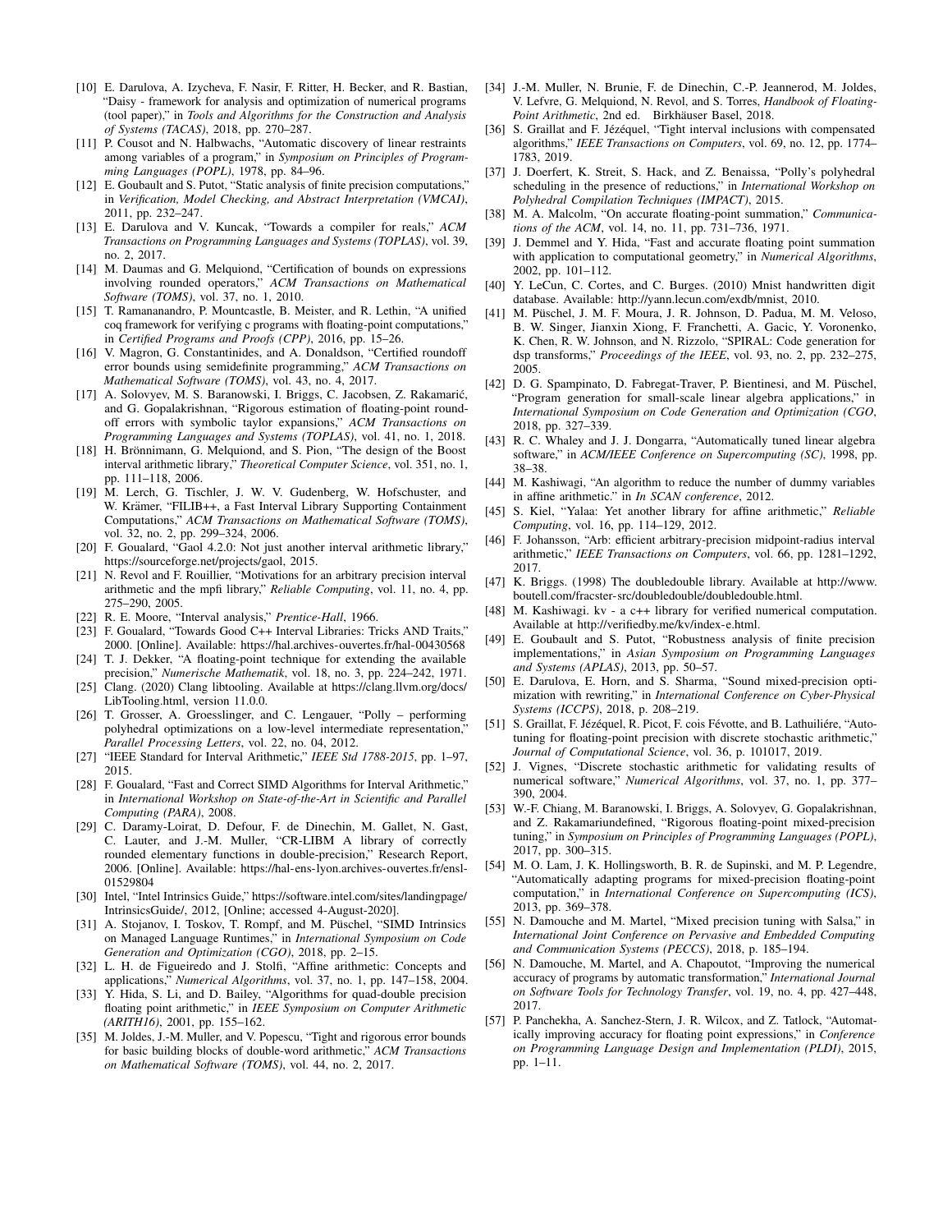[10] E. Darulova, A. Izycheva, F. Nasir, F. Ritter, H. Becker, and R. Bastian, "Daisy - framework for analysis and optimization of numerical programs (tool paper)," in *Tools and Algorithms for the Construction and Analysis of Systems (TACAS)*, 2018, pp. 270–287.

[11] P. Cousot and N. Halbwachs, "Automatic discovery of linear restraints among variables of a program," in *Symposium on Principles of Programming Languages (POPL)*, 1978, pp. 84–96.

[12] E. Goubault and S. Putot, "Static analysis of finite precision computations," in *Verification, Model Checking, and Abstract Interpretation (VMCAI)*, 2011, pp. 232–247.

[13] E. Darulova and V. Kuncak, "Towards a compiler for reals," *ACM Transactions on Programming Languages and Systems (TOPLAS)*, vol. 39, no. 2, 2017.

[14] M. Daumas and G. Melquiond, "Certification of bounds on expressions involving rounded operators," *ACM Transactions on Mathematical Software (TOMS)*, vol. 37, no. 1, 2010.

[15] T. Ramananandro, P. Mountcastle, B. Meister, and R. Lethin, "A unified coq framework for verifying c programs with floating-point computations," in *Certified Programs and Proofs (CPP)*, 2016, pp. 15–26.

[16] V. Magron, G. Constantinides, and A. Donaldson, "Certified roundoff error bounds using semidefinite programming," *ACM Transactions on Mathematical Software (TOMS)*, vol. 43, no. 4, 2017.

[17] A. Solovyev, M. S. Baranowski, I. Briggs, C. Jacobsen, Z. Rakamarić, and G. Gopalakrishnan, "Rigorous estimation of floating-point round-off errors with symbolic taylor expansions," *ACM Transactions on Programming Languages and Systems (TOPLAS)*, vol. 41, no. 1, 2018.

[18] H. Brönnimann, G. Melquiond, and S. Pion, "The design of the Boost interval arithmetic library," *Theoretical Computer Science*, vol. 351, no. 1, pp. 111–118, 2006.

[19] M. Lerch, G. Tischler, J. W. V. Gudenberg, W. Hofschuster, and W. Krämer, "FILIB++, a Fast Interval Library Supporting Containment Computations," *ACM Transactions on Mathematical Software (TOMS)*, vol. 32, no. 2, pp. 299–324, 2006.

[20] F. Goualard, "Gaol 4.2.0: Not just another interval arithmetic library," https://sourceforge.net/projects/gaol, 2015.

[21] N. Revol and F. Rouillier, "Motivations for an arbitrary precision interval arithmetic and the mpfi library," *Reliable Computing*, vol. 11, no. 4, pp. 275–290, 2005.

[22] R. E. Moore, "Interval analysis," *Prentice-Hall*, 1966.

[23] F. Goualard, "Towards Good C++ Interval Libraries: Tricks AND Traits," 2000. [Online]. Available: https://hal.archives-ouvertes.fr/hal-00430568

[24] T. J. Dekker, "A floating-point technique for extending the available precision," *Numerische Mathematik*, vol. 18, no. 3, pp. 224–242, 1971.

[25] Clang. (2020) Clang libtooling. Available at https://clang.llvm.org/docs/LibTooling.html, version 11.0.0.

[26] T. Grosser, A. Groesslinger, and C. Lengauer, "Polly – performing polyhedral optimizations on a low-level intermediate representation," *Parallel Processing Letters*, vol. 22, no. 04, 2012.

[27] "IEEE Standard for Interval Arithmetic," *IEEE Std 1788-2015*, pp. 1–97, 2015.

[28] F. Goualard, "Fast and Correct SIMD Algorithms for Interval Arithmetic," in *International Workshop on State-of-the-Art in Scientific and Parallel Computing (PARA)*, 2008.

[29] C. Daramy-Loirat, D. Defour, F. de Dinechin, M. Gallet, N. Gast, C. Lauter, and J.-M. Muller, "CR-LIBM A library of correctly rounded elementary functions in double-precision," Research Report, 2006. [Online]. Available: https://hal-ens-lyon.archives-ouvertes.fr/ensl-01529804

[30] Intel, "Intel Intrinsics Guide," https://software.intel.com/sites/landingpage/IntrinsicsGuide/, 2012, [Online; accessed 4-August-2020].

[31] A. Stojanov, I. Toskov, T. Rompf, and M. Püschel, "SIMD Intrinsics on Managed Language Runtimes," in *International Symposium on Code Generation and Optimization (CGO)*, 2018, pp. 2–15.

[32] L. H. de Figueiredo and J. Stolfi, "Affine arithmetic: Concepts and applications," *Numerical Algorithms*, vol. 37, no. 1, pp. 147–158, 2004.

[33] Y. Hida, S. Li, and D. Bailey, "Algorithms for quad-double precision floating point arithmetic," in *IEEE Symposium on Computer Arithmetic (ARITH16)*, 2001, pp. 155–162.

[35] M. Joldes, J.-M. Muller, and V. Popescu, "Tight and rigorous error bounds for basic building blocks of double-word arithmetic," *ACM Transactions on Mathematical Software (TOMS)*, vol. 44, no. 2, 2017.

[34] J.-M. Muller, N. Brunie, F. de Dinechin, C.-P. Jeannerod, M. Joldes, V. Lefvre, G. Melquiond, N. Revol, and S. Torres, *Handbook of Floating-Point Arithmetic*, 2nd ed. Birkhäuser Basel, 2018.

[36] S. Graillat and F. Jézéquel, "Tight interval inclusions with compensated algorithms," *IEEE Transactions on Computers*, vol. 69, no. 12, pp. 1774–1783, 2019.

[37] J. Doerfert, K. Streit, S. Hack, and Z. Benaissa, "Polly's polyhedral scheduling in the presence of reductions," in *International Workshop on Polyhedral Compilation Techniques (IMPACT)*, 2015.

[38] M. A. Malcolm, "On accurate floating-point summation," *Communications of the ACM*, vol. 14, no. 11, pp. 731–736, 1971.

[39] J. Demmel and Y. Hida, "Fast and accurate floating point summation with application to computational geometry," in *Numerical Algorithms*, 2002, pp. 101–112.

[40] Y. LeCun, C. Cortes, and C. Burges. (2010) Mnist handwritten digit database. Available: http://yann.lecun.com/exdb/mnist, 2010.

[41] M. Püschel, J. M. F. Moura, J. R. Johnson, D. Padua, M. M. Veloso, B. W. Singer, Jianxin Xiong, F. Franchetti, A. Gacic, Y. Voronenko, K. Chen, R. W. Johnson, and N. Rizzolo, "SPIRAL: Code generation for dsp transforms," *Proceedings of the IEEE*, vol. 93, no. 2, pp. 232–275, 2005.

[42] D. G. Spampinato, D. Fabregat-Traver, P. Bientinesi, and M. Püschel, "Program generation for small-scale linear algebra applications," in *International Symposium on Code Generation and Optimization (CGO*, 2018, pp. 327–339.

[43] R. C. Whaley and J. J. Dongarra, "Automatically tuned linear algebra software," in *ACM/IEEE Conference on Supercomputing (SC)*, 1998, pp. 38–38.

[44] M. Kashiwagi, "An algorithm to reduce the number of dummy variables in affine arithmetic." in *In SCAN conference*, 2012.

[45] S. Kiel, "Yalaa: Yet another library for affine arithmetic," *Reliable Computing*, vol. 16, pp. 114–129, 2012.

[46] F. Johansson, "Arb: efficient arbitrary-precision midpoint-radius interval arithmetic," *IEEE Transactions on Computers*, vol. 66, pp. 1281–1292, 2017.

[47] K. Briggs. (1998) The doubledouble library. Available at http://www.boutell.com/fracster-src/doubledouble/doubledouble.html.

[48] M. Kashiwagi. kv - a c++ library for verified numerical computation. Available at http://verifiedby.me/kv/index-e.html.

[49] E. Goubault and S. Putot, "Robustness analysis of finite precision implementations," in *Asian Symposium on Programming Languages and Systems (APLAS)*, 2013, pp. 50–57.

[50] E. Darulova, E. Horn, and S. Sharma, "Sound mixed-precision optimization with rewriting," in *International Conference on Cyber-Physical Systems (ICCPS)*, 2018, p. 208–219.

[51] S. Graillat, F. Jézéquel, R. Picot, F. cois Févotte, and B. Lathuiliére, "Auto-tuning for floating-point precision with discrete stochastic arithmetic," *Journal of Computational Science*, vol. 36, p. 101017, 2019.

[52] J. Vignes, "Discrete stochastic arithmetic for validating results of numerical software," *Numerical Algorithms*, vol. 37, no. 1, pp. 377–390, 2004.

[53] W.-F. Chiang, M. Baranowski, I. Briggs, A. Solovyev, G. Gopalakrishnan, and Z. Rakamariundefined, "Rigorous floating-point mixed-precision tuning," in *Symposium on Principles of Programming Languages (POPL)*, 2017, pp. 300–315.

[54] M. O. Lam, J. K. Hollingsworth, B. R. de Supinski, and M. P. Legendre, "Automatically adapting programs for mixed-precision floating-point computation," in *International Conference on Supercomputing (ICS)*, 2013, pp. 369–378.

[55] N. Damouche and M. Martel, "Mixed precision tuning with Salsa," in *International Joint Conference on Pervasive and Embedded Computing and Communication Systems (PECCS)*, 2018, p. 185–194.

[56] N. Damouche, M. Martel, and A. Chapoutot, "Improving the numerical accuracy of programs by automatic transformation," *International Journal on Software Tools for Technology Transfer*, vol. 19, no. 4, pp. 427–448, 2017.

[57] P. Panchekha, A. Sanchez-Stern, J. R. Wilcox, and Z. Tatlock, "Automatically improving accuracy for floating point expressions," in *Conference on Programming Language Design and Implementation (PLDI)*, 2015, pp. 1–11.